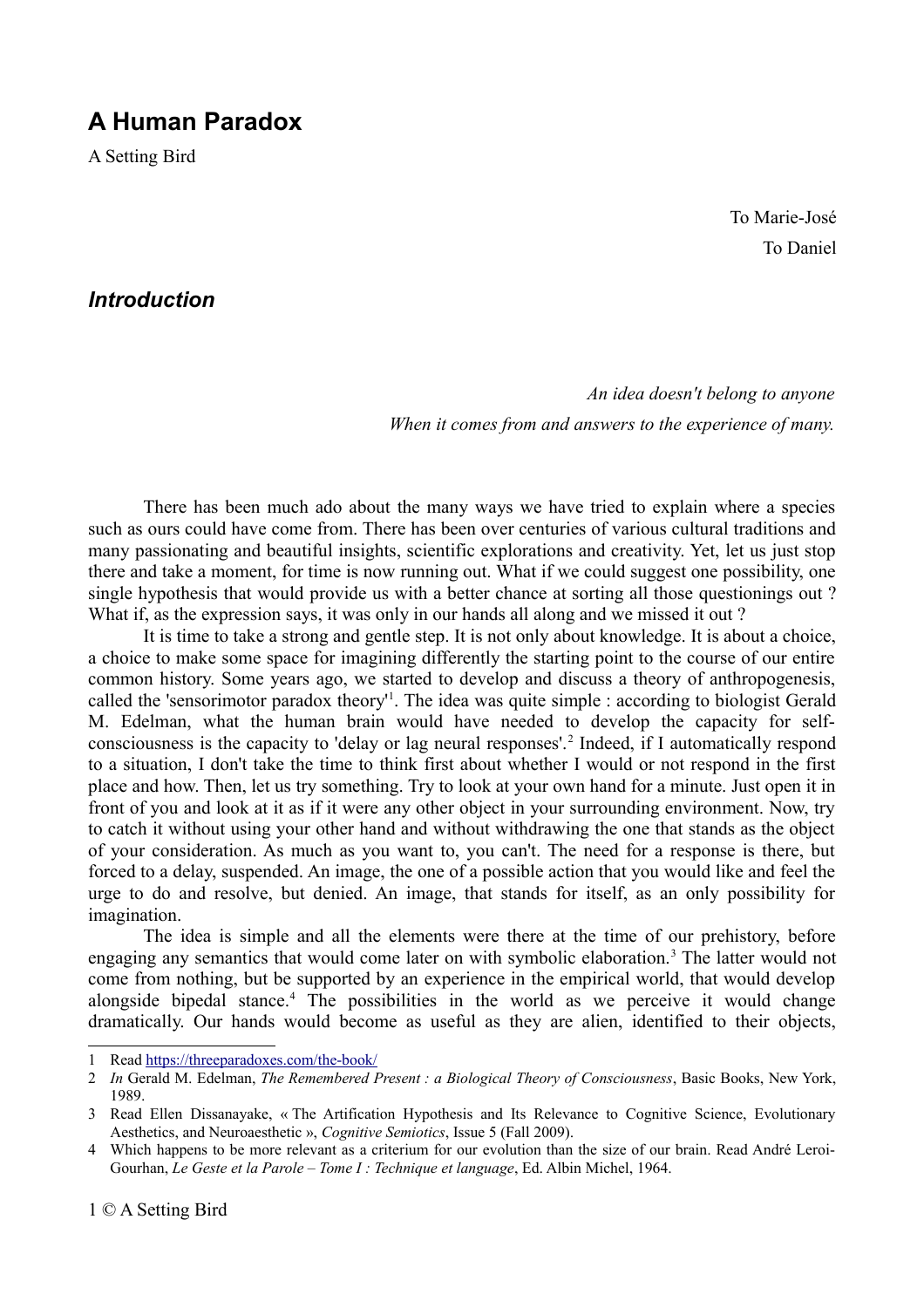# A Human Paradox

A Setting Bird

To Marie-José

To Daniel

## *Introduction*

*An idea doesn't belong to anyone*

*When it comes from and answers to the experience of many.*

There has been much ado about the many ways we have tried to explain where a species such as ours could have come from. There has been over centuries of various cultural traditions and many passionating and beautiful insights, scientific explorations and creativity. Yet, let us just stop there and take a moment, for time is now running out. What if we could suggest one possibility, one single hypothesis that would provide us with a better chance at sorting all those questionings out ? What if, as the expression says, it was only in our hands all along and we missed it out ?

It is time to take a strong and gentle step. It is not only about knowledge. It is about a choice, a choice to make some space for imagining differently the starting point to the course of our entire common history. Some years ago, we started to develop and discuss a theory of anthropogenesis, called the 'sensorimotor paradox theory'[1]. The idea was quite simple : according to biologist Gerald M. Edelman, what the human brain would have needed to develop the capacity for self-consciousness is the capacity to 'delay or lag neural responses'.[2] Indeed, if I automatically respond to a situation, I don't take the time to think first about whether I would or not respond in the first place and how. Then, let us try something. Try to look at your own hand for a minute. Just open it in front of you and look at it as if it were any other object in your surrounding environment. Now, try to catch it without using your other hand and without withdrawing the one that stands as the object of your consideration. As much as you want to, you can't. The need for a response is there, but forced to a delay, suspended. An image, the one of a possible action that you would like and feel the urge to do and resolve, but denied. An image, that stands for itself, as an only possibility for imagination.

The idea is simple and all the elements were there at the time of our prehistory, before engaging any semantics that would come later on with symbolic elaboration.[3] The latter would not come from nothing, but be supported by an experience in the empirical world, that would develop alongside bipedal stance.[4] The possibilities in the world as we perceive it would change dramatically. Our hands would become as useful as they are alien, identified to their objects,

---

1. Read https://threeparadoxes.com/the-book/
2. *In* Gerald M. Edelman, *The Remembered Present : a Biological Theory of Consciousness*, Basic Books, New York, 1989.
3. Read Ellen Dissanayake, « The Artification Hypothesis and Its Relevance to Cognitive Science, Evolutionary Aesthetics, and Neuroaesthetic », *Cognitive Semiotics*, Issue 5 (Fall 2009).
4. Which happens to be more relevant as a criterium for our evolution than the size of our brain. Read André Leroi-Gourhan, *Le Geste et la Parole – Tome I : Technique et language*, Ed. Albin Michel, 1964.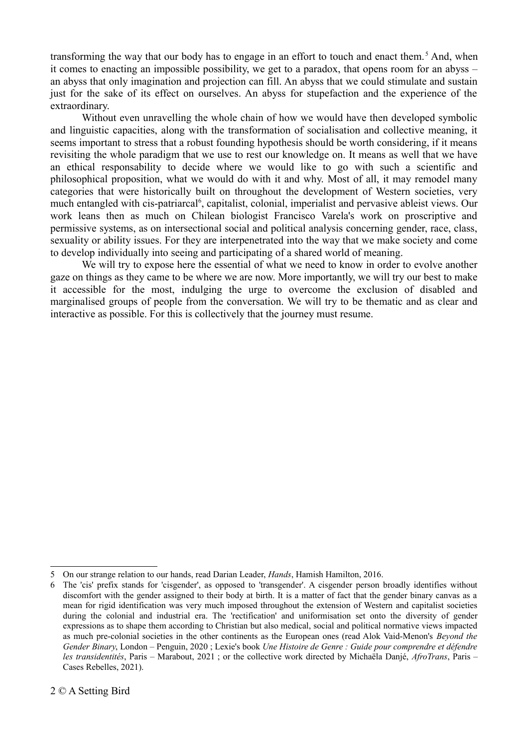transforming the way that our body has to engage in an effort to touch and enact them.[5] And, when it comes to enacting an impossible possibility, we get to a paradox, that opens room for an abyss – an abyss that only imagination and projection can fill. An abyss that we could stimulate and sustain just for the sake of its effect on ourselves. An abyss for stupefaction and the experience of the extraordinary.

Without even unravelling the whole chain of how we would have then developed symbolic and linguistic capacities, along with the transformation of socialisation and collective meaning, it seems important to stress that a robust founding hypothesis should be worth considering, if it means revisiting the whole paradigm that we use to rest our knowledge on. It means as well that we have an ethical responsability to decide where we would like to go with such a scientific and philosophical proposition, what we would do with it and why. Most of all, it may remodel many categories that were historically built on throughout the development of Western societies, very much entangled with cis-patriarcal[6], capitalist, colonial, imperialist and pervasive ableist views. Our work leans then as much on Chilean biologist Francisco Varela's work on proscriptive and permissive systems, as on intersectional social and political analysis concerning gender, race, class, sexuality or ability issues. For they are interpenetrated into the way that we make society and come to develop individually into seeing and participating of a shared world of meaning.

We will try to expose here the essential of what we need to know in order to evolve another gaze on things as they came to be where we are now. More importantly, we will try our best to make it accessible for the most, indulging the urge to overcome the exclusion of disabled and marginalised groups of people from the conversation. We will try to be thematic and as clear and interactive as possible. For this is collectively that the journey must resume.

---

5 On our strange relation to our hands, read Darian Leader, *Hands*, Hamish Hamilton, 2016.

6 The 'cis' prefix stands for 'cisgender', as opposed to 'transgender'. A cisgender person broadly identifies without discomfort with the gender assigned to their body at birth. It is a matter of fact that the gender binary canvas as a mean for rigid identification was very much imposed throughout the extension of Western and capitalist societies during the colonial and industrial era. The 'rectification' and uniformisation set onto the diversity of gender expressions as to shape them according to Christian but also medical, social and political normative views impacted as much pre-colonial societies in the other continents as the European ones (read Alok Vaid-Menon's *Beyond the Gender Binary*, London – Penguin, 2020 ; Lexie's book *Une Histoire de Genre : Guide pour comprendre et défendre les transidentités*, Paris – Marabout, 2021 ; or the collective work directed by Michaëla Danjé, *AfroTrans*, Paris – Cases Rebelles, 2021).

© A Setting Bird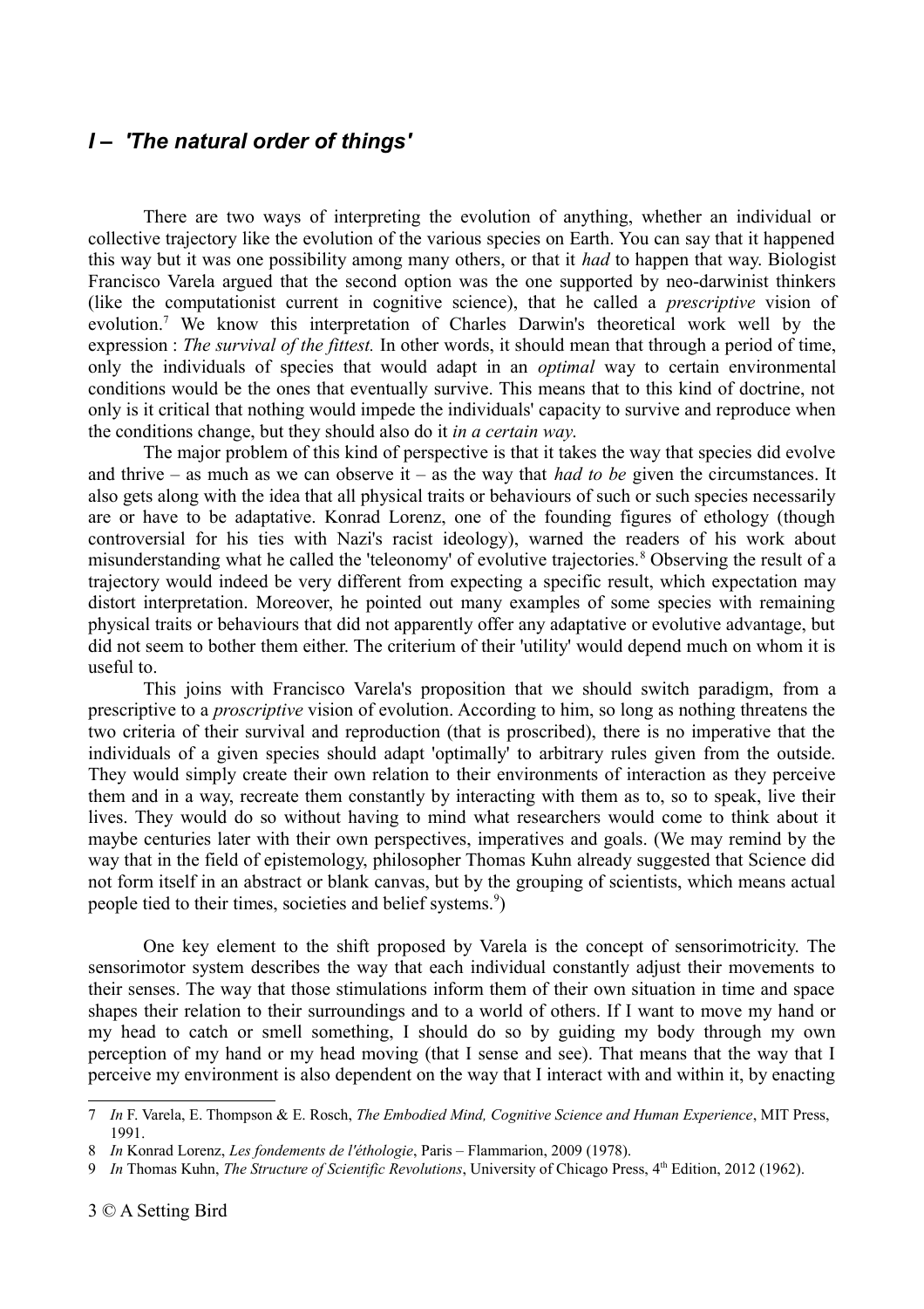## *I – 'The natural order of things'*

There are two ways of interpreting the evolution of anything, whether an individual or collective trajectory like the evolution of the various species on Earth. You can say that it happened this way but it was one possibility among many others, or that it *had* to happen that way. Biologist Francisco Varela argued that the second option was the one supported by neo-darwinist thinkers (like the computationist current in cognitive science), that he called a *prescriptive* vision of evolution.[7] We know this interpretation of Charles Darwin's theoretical work well by the expression : *The survival of the fittest.* In other words, it should mean that through a period of time, only the individuals of species that would adapt in an *optimal* way to certain environmental conditions would be the ones that eventually survive. This means that to this kind of doctrine, not only is it critical that nothing would impede the individuals' capacity to survive and reproduce when the conditions change, but they should also do it *in a certain way*.

The major problem of this kind of perspective is that it takes the way that species did evolve and thrive – as much as we can observe it – as the way that *had to be* given the circumstances. It also gets along with the idea that all physical traits or behaviours of such or such species necessarily are or have to be adaptative. Konrad Lorenz, one of the founding figures of ethology (though controversial for his ties with Nazi's racist ideology), warned the readers of his work about misunderstanding what he called the 'teleonomy' of evolutive trajectories.[8] Observing the result of a trajectory would indeed be very different from expecting a specific result, which expectation may distort interpretation. Moreover, he pointed out many examples of some species with remaining physical traits or behaviours that did not apparently offer any adaptative or evolutive advantage, but did not seem to bother them either. The criterium of their 'utility' would depend much on whom it is useful to.

This joins with Francisco Varela's proposition that we should switch paradigm, from a prescriptive to a *proscriptive* vision of evolution. According to him, so long as nothing threatens the two criteria of their survival and reproduction (that is proscribed), there is no imperative that the individuals of a given species should adapt 'optimally' to arbitrary rules given from the outside. They would simply create their own relation to their environments of interaction as they perceive them and in a way, recreate them constantly by interacting with them as to, so to speak, live their lives. They would do so without having to mind what researchers would come to think about it maybe centuries later with their own perspectives, imperatives and goals. (We may remind by the way that in the field of epistemology, philosopher Thomas Kuhn already suggested that Science did not form itself in an abstract or blank canvas, but by the grouping of scientists, which means actual people tied to their times, societies and belief systems.[9])

One key element to the shift proposed by Varela is the concept of sensorimotricity. The sensorimotor system describes the way that each individual constantly adjust their movements to their senses. The way that those stimulations inform them of their own situation in time and space shapes their relation to their surroundings and to a world of others. If I want to move my hand or my head to catch or smell something, I should do so by guiding my body through my own perception of my hand or my head moving (that I sense and see). That means that the way that I perceive my environment is also dependent on the way that I interact with and within it, by enacting

---

7 *In* F. Varela, E. Thompson & E. Rosch, *The Embodied Mind, Cognitive Science and Human Experience*, MIT Press, 1991.

8 *In* Konrad Lorenz, *Les fondements de l'éthologie*, Paris – Flammarion, 2009 (1978).

9 *In* Thomas Kuhn, *The Structure of Scientific Revolutions*, University of Chicago Press, 4th Edition, 2012 (1962).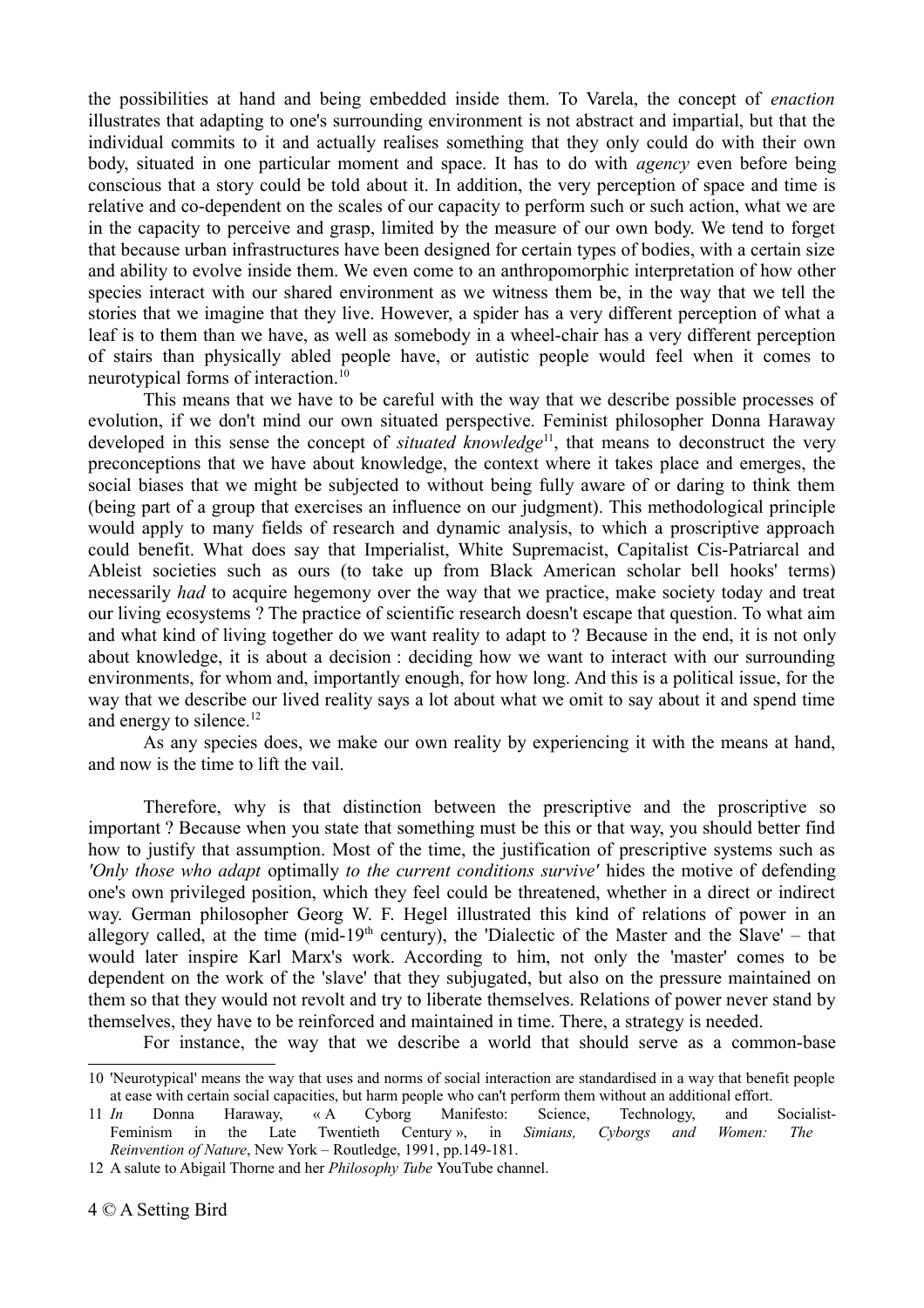the possibilities at hand and being embedded inside them. To Varela, the concept of *enaction* illustrates that adapting to one's surrounding environment is not abstract and impartial, but that the individual commits to it and actually realises something that they only could do with their own body, situated in one particular moment and space. It has to do with *agency* even before being conscious that a story could be told about it. In addition, the very perception of space and time is relative and co-dependent on the scales of our capacity to perform such or such action, what we are in the capacity to perceive and grasp, limited by the measure of our own body. We tend to forget that because urban infrastructures have been designed for certain types of bodies, with a certain size and ability to evolve inside them. We even come to an anthropomorphic interpretation of how other species interact with our shared environment as we witness them be, in the way that we tell the stories that we imagine that they live. However, a spider has a very different perception of what a leaf is to them than we have, as well as somebody in a wheel-chair has a very different perception of stairs than physically abled people have, or autistic people would feel when it comes to neurotypical forms of interaction.[10]

This means that we have to be careful with the way that we describe possible processes of evolution, if we don't mind our own situated perspective. Feminist philosopher Donna Haraway developed in this sense the concept of *situated knowledge*[11], that means to deconstruct the very preconceptions that we have about knowledge, the context where it takes place and emerges, the social biases that we might be subjected to without being fully aware of or daring to think them (being part of a group that exercises an influence on our judgment). This methodological principle would apply to many fields of research and dynamic analysis, to which a proscriptive approach could benefit. What does say that Imperialist, White Supremacist, Capitalist Cis-Patriarcal and Ableist societies such as ours (to take up from Black American scholar bell hooks' terms) necessarily *had* to acquire hegemony over the way that we practice, make society today and treat our living ecosystems ? The practice of scientific research doesn't escape that question. To what aim and what kind of living together do we want reality to adapt to ? Because in the end, it is not only about knowledge, it is about a decision : deciding how we want to interact with our surrounding environments, for whom and, importantly enough, for how long. And this is a political issue, for the way that we describe our lived reality says a lot about what we omit to say about it and spend time and energy to silence.[12]

As any species does, we make our own reality by experiencing it with the means at hand, and now is the time to lift the vail.

Therefore, why is that distinction between the prescriptive and the proscriptive so important ? Because when you state that something must be this or that way, you should better find how to justify that assumption. Most of the time, the justification of prescriptive systems such as *'Only those who adapt* optimally *to the current conditions survive'* hides the motive of defending one's own privileged position, which they feel could be threatened, whether in a direct or indirect way. German philosopher Georg W. F. Hegel illustrated this kind of relations of power in an allegory called, at the time (mid-19th century), the 'Dialectic of the Master and the Slave' – that would later inspire Karl Marx's work. According to him, not only the 'master' comes to be dependent on the work of the 'slave' that they subjugated, but also on the pressure maintained on them so that they would not revolt and try to liberate themselves. Relations of power never stand by themselves, they have to be reinforced and maintained in time. There, a strategy is needed.

For instance, the way that we describe a world that should serve as a common-base

---

10 'Neurotypical' means the way that uses and norms of social interaction are standardised in a way that benefit people at ease with certain social capacities, but harm people who can't perform them without an additional effort.

11 *In* Donna Haraway, « A Cyborg Manifesto: Science, Technology, and Socialist-Feminism in the Late Twentieth Century », in *Simians, Cyborgs and Women: The Reinvention of Nature*, New York – Routledge, 1991, pp.149-181.

12 A salute to Abigail Thorne and her *Philosophy Tube* YouTube channel.

© A Setting Bird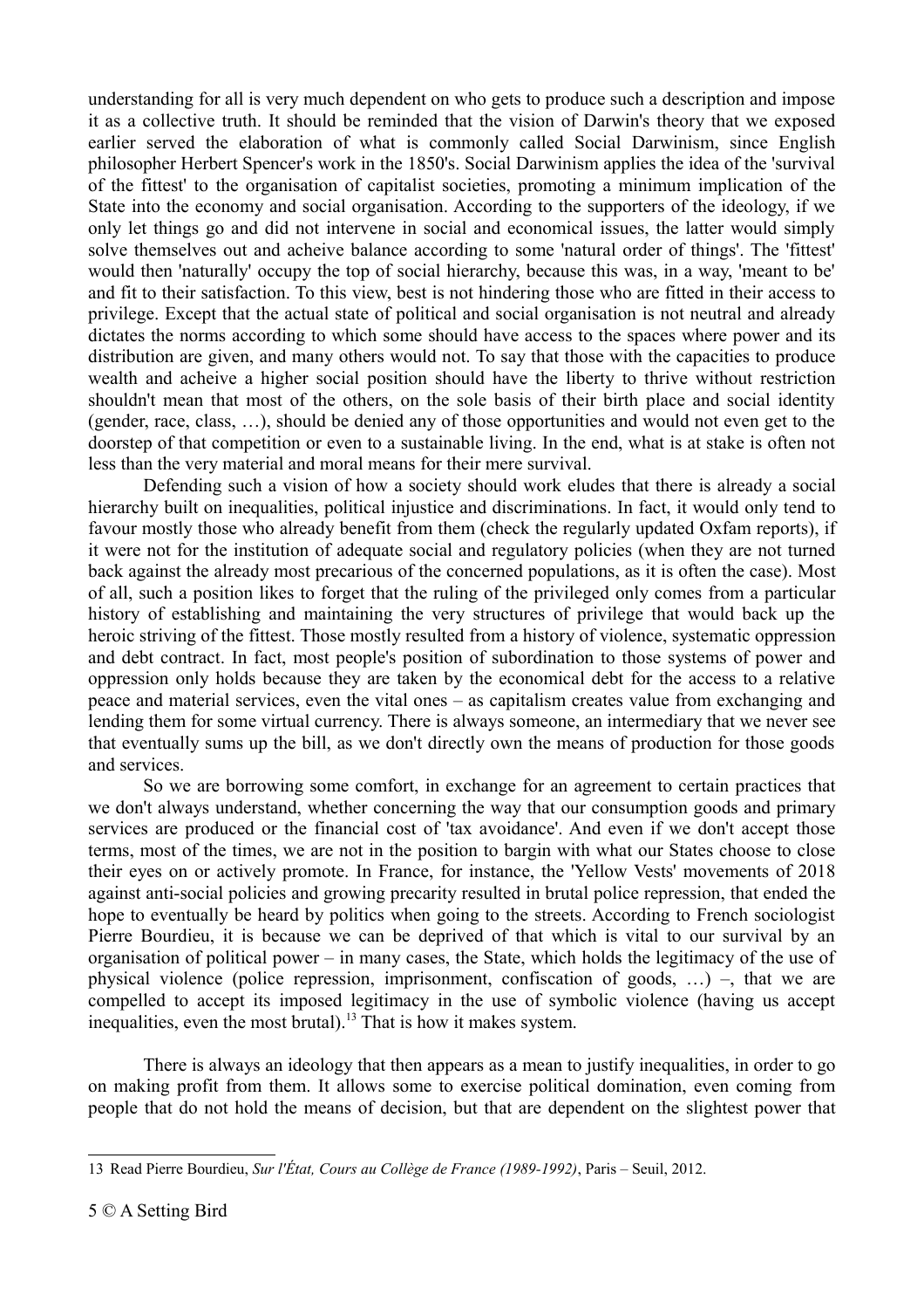understanding for all is very much dependent on who gets to produce such a description and impose it as a collective truth. It should be reminded that the vision of Darwin's theory that we exposed earlier served the elaboration of what is commonly called Social Darwinism, since English philosopher Herbert Spencer's work in the 1850's. Social Darwinism applies the idea of the 'survival of the fittest' to the organisation of capitalist societies, promoting a minimum implication of the State into the economy and social organisation. According to the supporters of the ideology, if we only let things go and did not intervene in social and economical issues, the latter would simply solve themselves out and acheive balance according to some 'natural order of things'. The 'fittest' would then 'naturally' occupy the top of social hierarchy, because this was, in a way, 'meant to be' and fit to their satisfaction. To this view, best is not hindering those who are fitted in their access to privilege. Except that the actual state of political and social organisation is not neutral and already dictates the norms according to which some should have access to the spaces where power and its distribution are given, and many others would not. To say that those with the capacities to produce wealth and acheive a higher social position should have the liberty to thrive without restriction shouldn't mean that most of the others, on the sole basis of their birth place and social identity (gender, race, class, …), should be denied any of those opportunities and would not even get to the doorstep of that competition or even to a sustainable living. In the end, what is at stake is often not less than the very material and moral means for their mere survival.

Defending such a vision of how a society should work eludes that there is already a social hierarchy built on inequalities, political injustice and discriminations. In fact, it would only tend to favour mostly those who already benefit from them (check the regularly updated Oxfam reports), if it were not for the institution of adequate social and regulatory policies (when they are not turned back against the already most precarious of the concerned populations, as it is often the case). Most of all, such a position likes to forget that the ruling of the privileged only comes from a particular history of establishing and maintaining the very structures of privilege that would back up the heroic striving of the fittest. Those mostly resulted from a history of violence, systematic oppression and debt contract. In fact, most people's position of subordination to those systems of power and oppression only holds because they are taken by the economical debt for the access to a relative peace and material services, even the vital ones – as capitalism creates value from exchanging and lending them for some virtual currency. There is always someone, an intermediary that we never see that eventually sums up the bill, as we don't directly own the means of production for those goods and services.

So we are borrowing some comfort, in exchange for an agreement to certain practices that we don't always understand, whether concerning the way that our consumption goods and primary services are produced or the financial cost of 'tax avoidance'. And even if we don't accept those terms, most of the times, we are not in the position to bargin with what our States choose to close their eyes on or actively promote. In France, for instance, the 'Yellow Vests' movements of 2018 against anti-social policies and growing precarity resulted in brutal police repression, that ended the hope to eventually be heard by politics when going to the streets. According to French sociologist Pierre Bourdieu, it is because we can be deprived of that which is vital to our survival by an organisation of political power – in many cases, the State, which holds the legitimacy of the use of physical violence (police repression, imprisonment, confiscation of goods, …) –, that we are compelled to accept its imposed legitimacy in the use of symbolic violence (having us accept inequalities, even the most brutal).[13] That is how it makes system.

There is always an ideology that then appears as a mean to justify inequalities, in order to go on making profit from them. It allows some to exercise political domination, even coming from people that do not hold the means of decision, but that are dependent on the slightest power that

---

13 Read Pierre Bourdieu, *Sur l'État, Cours au Collège de France (1989-1992)*, Paris – Seuil, 2012.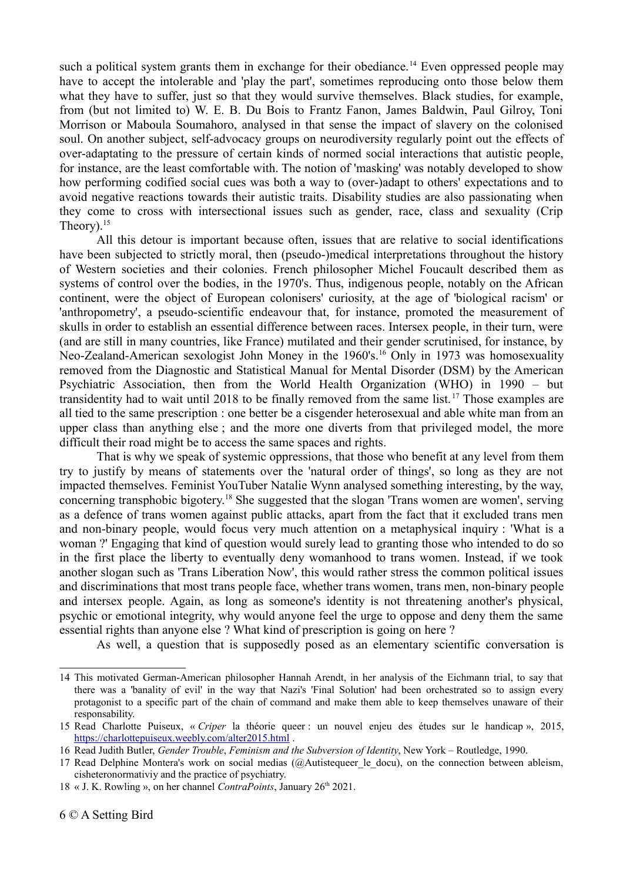such a political system grants them in exchange for their obediance.[14] Even oppressed people may have to accept the intolerable and 'play the part', sometimes reproducing onto those below them what they have to suffer, just so that they would survive themselves. Black studies, for example, from (but not limited to) W. E. B. Du Bois to Frantz Fanon, James Baldwin, Paul Gilroy, Toni Morrison or Maboula Soumahoro, analysed in that sense the impact of slavery on the colonised soul. On another subject, self-advocacy groups on neurodiversity regularly point out the effects of over-adaptating to the pressure of certain kinds of normed social interactions that autistic people, for instance, are the least comfortable with. The notion of 'masking' was notably developed to show how performing codified social cues was both a way to (over-)adapt to others' expectations and to avoid negative reactions towards their autistic traits. Disability studies are also passionating when they come to cross with intersectional issues such as gender, race, class and sexuality (Crip Theory).[15]

All this detour is important because often, issues that are relative to social identifications have been subjected to strictly moral, then (pseudo-)medical interpretations throughout the history of Western societies and their colonies. French philosopher Michel Foucault described them as systems of control over the bodies, in the 1970's. Thus, indigenous people, notably on the African continent, were the object of European colonisers' curiosity, at the age of 'biological racism' or 'anthropometry', a pseudo-scientific endeavour that, for instance, promoted the measurement of skulls in order to establish an essential difference between races. Intersex people, in their turn, were (and are still in many countries, like France) mutilated and their gender scrutinised, for instance, by Neo-Zealand-American sexologist John Money in the 1960's.[16] Only in 1973 was homosexuality removed from the Diagnostic and Statistical Manual for Mental Disorder (DSM) by the American Psychiatric Association, then from the World Health Organization (WHO) in 1990 – but transidentity had to wait until 2018 to be finally removed from the same list.[17] Those examples are all tied to the same prescription : one better be a cisgender heterosexual and able white man from an upper class than anything else ; and the more one diverts from that privileged model, the more difficult their road might be to access the same spaces and rights.

That is why we speak of systemic oppressions, that those who benefit at any level from them try to justify by means of statements over the 'natural order of things', so long as they are not impacted themselves. Feminist YouTuber Natalie Wynn analysed something interesting, by the way, concerning transphobic bigotery.[18] She suggested that the slogan 'Trans women are women', serving as a defence of trans women against public attacks, apart from the fact that it excluded trans men and non-binary people, would focus very much attention on a metaphysical inquiry : 'What is a woman ?' Engaging that kind of question would surely lead to granting those who intended to do so in the first place the liberty to eventually deny womanhood to trans women. Instead, if we took another slogan such as 'Trans Liberation Now', this would rather stress the common political issues and discriminations that most trans people face, whether trans women, trans men, non-binary people and intersex people. Again, as long as someone's identity is not threatening another's physical, psychic or emotional integrity, why would anyone feel the urge to oppose and deny them the same essential rights than anyone else ? What kind of prescription is going on here ?

As well, a question that is supposedly posed as an elementary scientific conversation is

---

14 This motivated German-American philosopher Hannah Arendt, in her analysis of the Eichmann trial, to say that there was a 'banality of evil' in the way that Nazi's 'Final Solution' had been orchestrated so to assign every protagonist to a specific part of the chain of command and make them able to keep themselves unaware of their responsability.

15 Read Charlotte Puiseux, « *Criper* la théorie queer : un nouvel enjeu des études sur le handicap », 2015, https://charlottepuiseux.weebly.com/alter2015.html .

16 Read Judith Butler, *Gender Trouble*, *Feminism and the Subversion of Identity*, New York – Routledge, 1990.

17 Read Delphine Montera's work on social medias (@Autistequeer_le_docu), on the connection between ableism, cisheteronormativiy and the practice of psychiatry.

18 « J. K. Rowling », on her channel *ContraPoints*, January 26th 2021.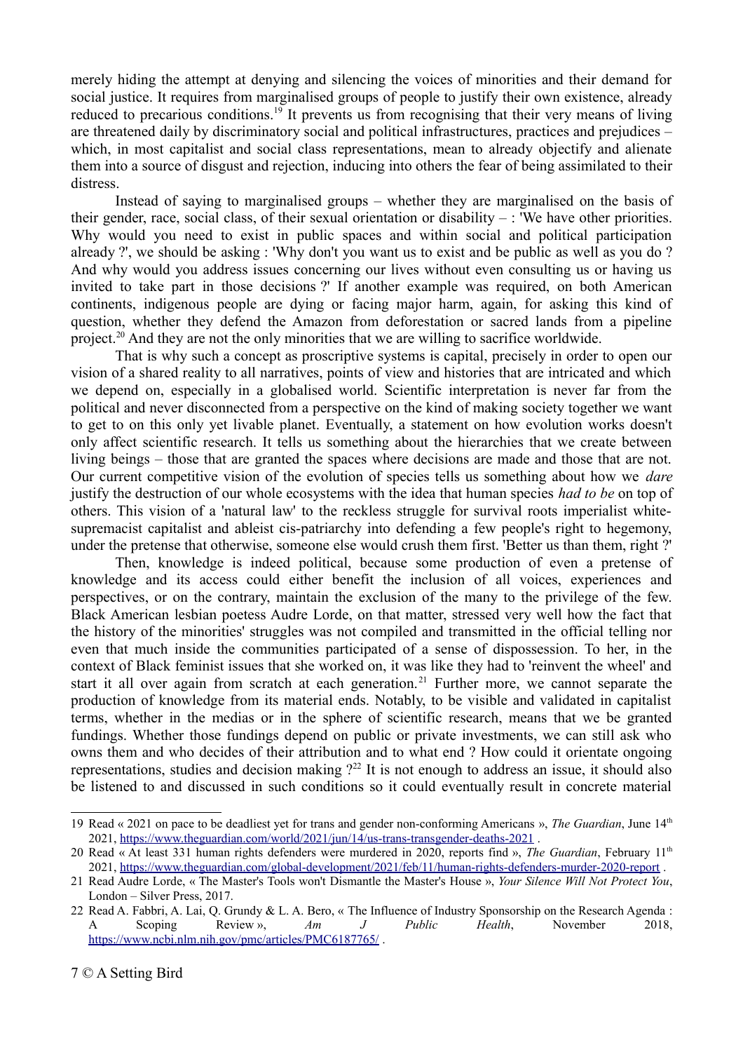merely hiding the attempt at denying and silencing the voices of minorities and their demand for social justice. It requires from marginalised groups of people to justify their own existence, already reduced to precarious conditions.[19] It prevents us from recognising that their very means of living are threatened daily by discriminatory social and political infrastructures, practices and prejudices – which, in most capitalist and social class representations, mean to already objectify and alienate them into a source of disgust and rejection, inducing into others the fear of being assimilated to their distress.

Instead of saying to marginalised groups – whether they are marginalised on the basis of their gender, race, social class, of their sexual orientation or disability – : 'We have other priorities. Why would you need to exist in public spaces and within social and political participation already ?', we should be asking : 'Why don't you want us to exist and be public as well as you do ? And why would you address issues concerning our lives without even consulting us or having us invited to take part in those decisions ?' If another example was required, on both American continents, indigenous people are dying or facing major harm, again, for asking this kind of question, whether they defend the Amazon from deforestation or sacred lands from a pipeline project.[20] And they are not the only minorities that we are willing to sacrifice worldwide.

That is why such a concept as proscriptive systems is capital, precisely in order to open our vision of a shared reality to all narratives, points of view and histories that are intricated and which we depend on, especially in a globalised world. Scientific interpretation is never far from the political and never disconnected from a perspective on the kind of making society together we want to get to on this only yet livable planet. Eventually, a statement on how evolution works doesn't only affect scientific research. It tells us something about the hierarchies that we create between living beings – those that are granted the spaces where decisions are made and those that are not. Our current competitive vision of the evolution of species tells us something about how we *dare* justify the destruction of our whole ecosystems with the idea that human species *had to be* on top of others. This vision of a 'natural law' to the reckless struggle for survival roots imperialist white-supremacist capitalist and ableist cis-patriarchy into defending a few people's right to hegemony, under the pretense that otherwise, someone else would crush them first. 'Better us than them, right ?'

Then, knowledge is indeed political, because some production of even a pretense of knowledge and its access could either benefit the inclusion of all voices, experiences and perspectives, or on the contrary, maintain the exclusion of the many to the privilege of the few. Black American lesbian poetess Audre Lorde, on that matter, stressed very well how the fact that the history of the minorities' struggles was not compiled and transmitted in the official telling nor even that much inside the communities participated of a sense of dispossession. To her, in the context of Black feminist issues that she worked on, it was like they had to 'reinvent the wheel' and start it all over again from scratch at each generation.[21] Further more, we cannot separate the production of knowledge from its material ends. Notably, to be visible and validated in capitalist terms, whether in the medias or in the sphere of scientific research, means that we be granted fundings. Whether those fundings depend on public or private investments, we can still ask who owns them and who decides of their attribution and to what end ? How could it orientate ongoing representations, studies and decision making ?[22] It is not enough to address an issue, it should also be listened to and discussed in such conditions so it could eventually result in concrete material

---

19 Read « 2021 on pace to be deadliest yet for trans and gender non-conforming Americans », *The Guardian*, June 14th 2021, https://www.theguardian.com/world/2021/jun/14/us-trans-transgender-deaths-2021 .

20 Read « At least 331 human rights defenders were murdered in 2020, reports find », *The Guardian*, February 11th 2021, https://www.theguardian.com/global-development/2021/feb/11/human-rights-defenders-murder-2020-report .

21 Read Audre Lorde, « The Master's Tools won't Dismantle the Master's House », *Your Silence Will Not Protect You*, London – Silver Press, 2017.

22 Read A. Fabbri, A. Lai, Q. Grundy & L. A. Bero, « The Influence of Industry Sponsorship on the Research Agenda : A Scoping Review », *Am J Public Health*, November 2018, https://www.ncbi.nlm.nih.gov/pmc/articles/PMC6187765/ .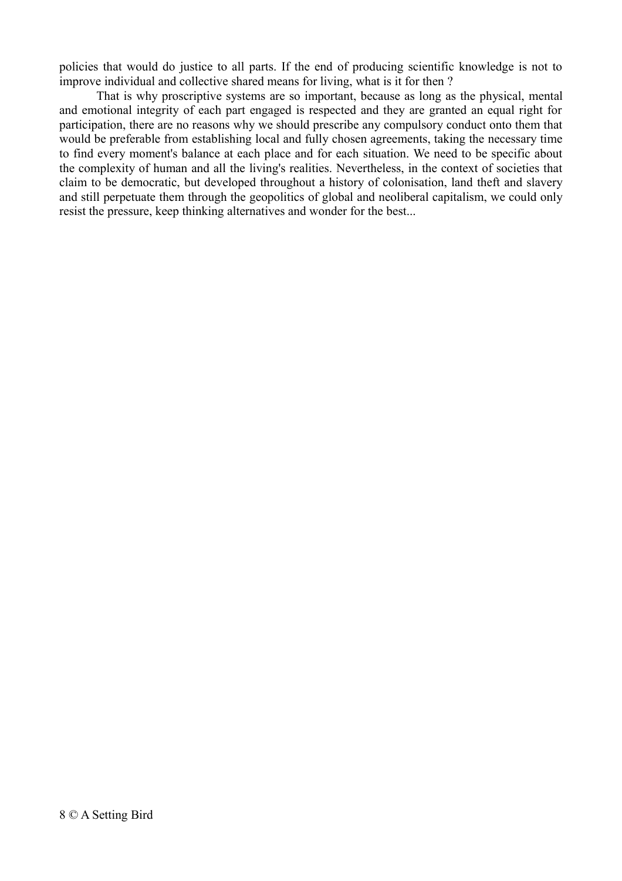policies that would do justice to all parts. If the end of producing scientific knowledge is not to improve individual and collective shared means for living, what is it for then ?

That is why proscriptive systems are so important, because as long as the physical, mental and emotional integrity of each part engaged is respected and they are granted an equal right for participation, there are no reasons why we should prescribe any compulsory conduct onto them that would be preferable from establishing local and fully chosen agreements, taking the necessary time to find every moment's balance at each place and for each situation. We need to be specific about the complexity of human and all the living's realities. Nevertheless, in the context of societies that claim to be democratic, but developed throughout a history of colonisation, land theft and slavery and still perpetuate them through the geopolitics of global and neoliberal capitalism, we could only resist the pressure, keep thinking alternatives and wonder for the best...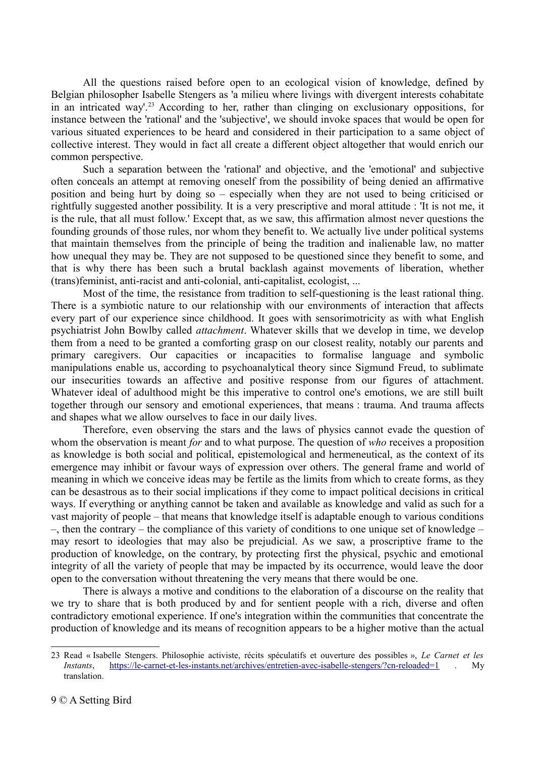All the questions raised before open to an ecological vision of knowledge, defined by Belgian philosopher Isabelle Stengers as 'a milieu where livings with divergent interests cohabitate in an intricated way'.[23] According to her, rather than clinging on exclusionary oppositions, for instance between the 'rational' and the 'subjective', we should invoke spaces that would be open for various situated experiences to be heard and considered in their participation to a same object of collective interest. They would in fact all create a different object altogether that would enrich our common perspective.

Such a separation between the 'rational' and objective, and the 'emotional' and subjective often conceals an attempt at removing oneself from the possibility of being denied an affirmative position and being hurt by doing so – especially when they are not used to being criticised or rightfully suggested another possibility. It is a very prescriptive and moral attitude : 'It is not me, it is the rule, that all must follow.' Except that, as we saw, this affirmation almost never questions the founding grounds of those rules, nor whom they benefit to. We actually live under political systems that maintain themselves from the principle of being the tradition and inalienable law, no matter how unequal they may be. They are not supposed to be questioned since they benefit to some, and that is why there has been such a brutal backlash against movements of liberation, whether (trans)feminist, anti-racist and anti-colonial, anti-capitalist, ecologist, ...

Most of the time, the resistance from tradition to self-questioning is the least rational thing. There is a symbiotic nature to our relationship with our environments of interaction that affects every part of our experience since childhood. It goes with sensorimotricity as with what English psychiatrist John Bowlby called *attachment*. Whatever skills that we develop in time, we develop them from a need to be granted a comforting grasp on our closest reality, notably our parents and primary caregivers. Our capacities or incapacities to formalise language and symbolic manipulations enable us, according to psychoanalytical theory since Sigmund Freud, to sublimate our insecurities towards an affective and positive response from our figures of attachment. Whatever ideal of adulthood might be this imperative to control one's emotions, we are still built together through our sensory and emotional experiences, that means : trauma. And trauma affects and shapes what we allow ourselves to face in our daily lives.

Therefore, even observing the stars and the laws of physics cannot evade the question of whom the observation is meant *for* and to what purpose. The question of *who* receives a proposition as knowledge is both social and political, epistemological and hermeneutical, as the context of its emergence may inhibit or favour ways of expression over others. The general frame and world of meaning in which we conceive ideas may be fertile as the limits from which to create forms, as they can be desastrous as to their social implications if they come to impact political decisions in critical ways. If everything or anything cannot be taken and available as knowledge and valid as such for a vast majority of people – that means that knowledge itself is adaptable enough to various conditions –, then the contrary – the compliance of this variety of conditions to one unique set of knowledge – may resort to ideologies that may also be prejudicial. As we saw, a proscriptive frame to the production of knowledge, on the contrary, by protecting first the physical, psychic and emotional integrity of all the variety of people that may be impacted by its occurrence, would leave the door open to the conversation without threatening the very means that there would be one.

There is always a motive and conditions to the elaboration of a discourse on the reality that we try to share that is both produced by and for sentient people with a rich, diverse and often contradictory emotional experience. If one's integration within the communities that concentrate the production of knowledge and its means of recognition appears to be a higher motive than the actual

---

23 Read « Isabelle Stengers. Philosophie activiste, récits spéculatifs et ouverture des possibles », *Le Carnet et les Instants*, https://le-carnet-et-les-instants.net/archives/entretien-avec-isabelle-stengers/?cn-reloaded=1 . My translation.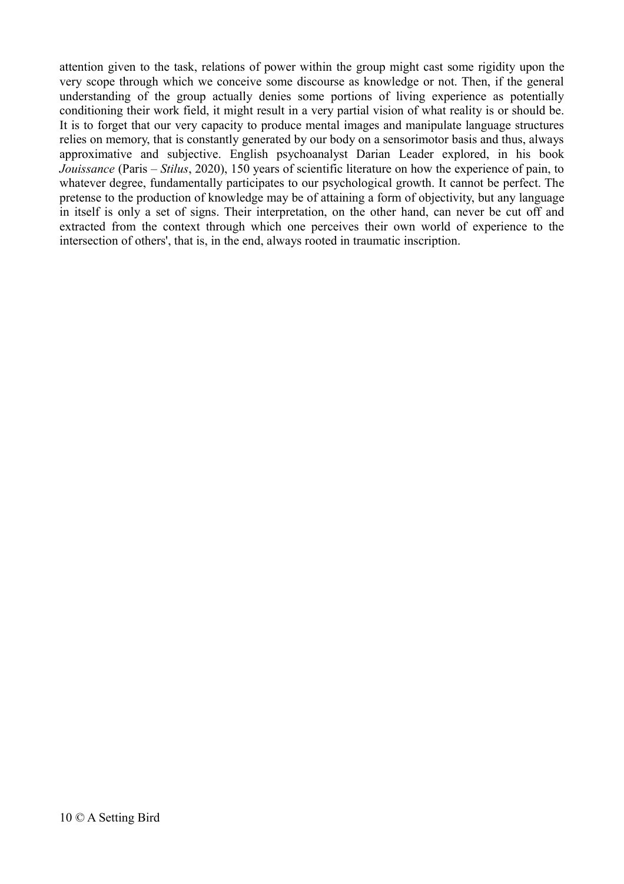attention given to the task, relations of power within the group might cast some rigidity upon the very scope through which we conceive some discourse as knowledge or not. Then, if the general understanding of the group actually denies some portions of living experience as potentially conditioning their work field, it might result in a very partial vision of what reality is or should be. It is to forget that our very capacity to produce mental images and manipulate language structures relies on memory, that is constantly generated by our body on a sensorimotor basis and thus, always approximative and subjective. English psychoanalyst Darian Leader explored, in his book *Jouissance* (Paris – *Stilus*, 2020), 150 years of scientific literature on how the experience of pain, to whatever degree, fundamentally participates to our psychological growth. It cannot be perfect. The pretense to the production of knowledge may be of attaining a form of objectivity, but any language in itself is only a set of signs. Their interpretation, on the other hand, can never be cut off and extracted from the context through which one perceives their own world of experience to the intersection of others', that is, in the end, always rooted in traumatic inscription.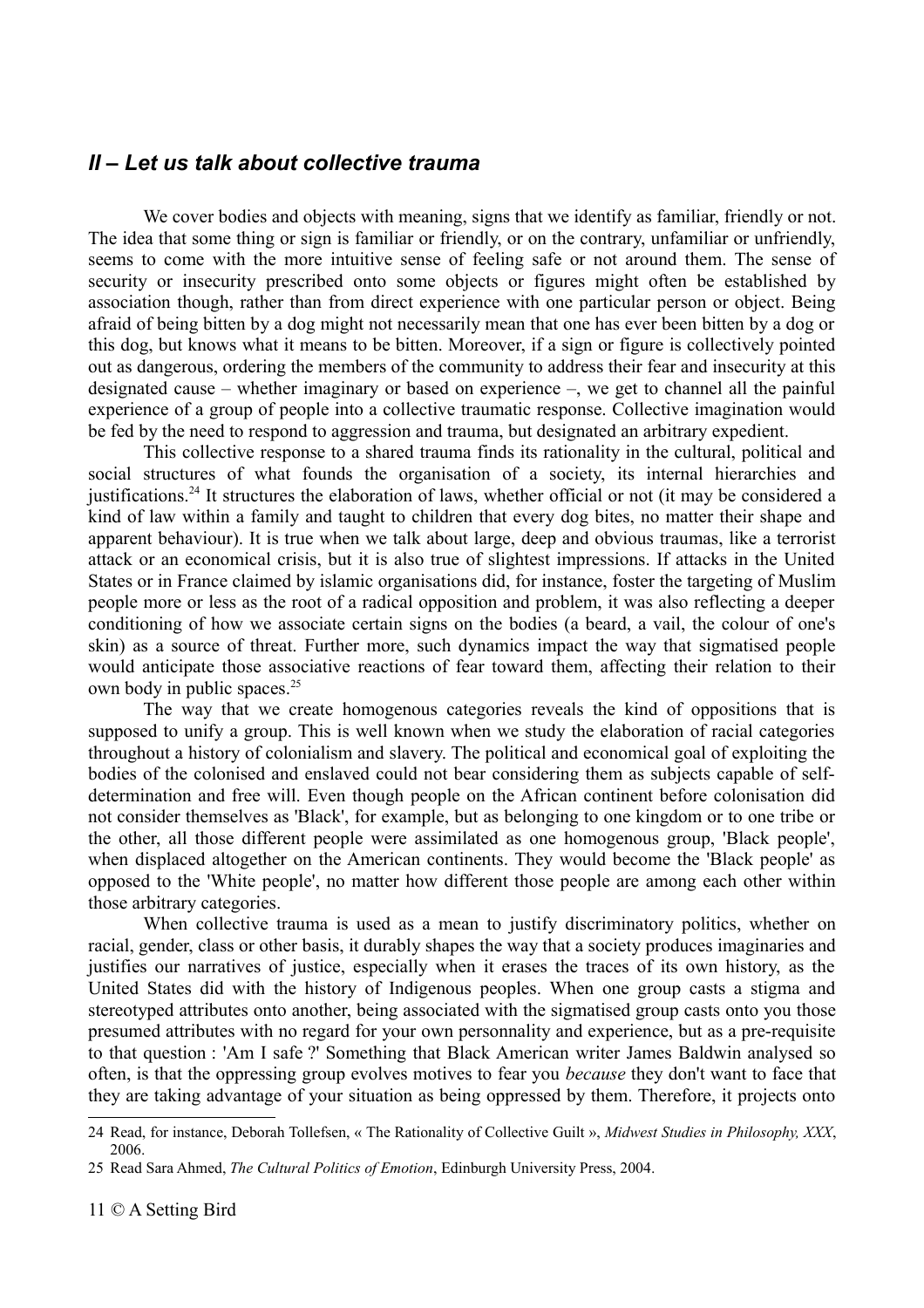## *II – Let us talk about collective trauma*

We cover bodies and objects with meaning, signs that we identify as familiar, friendly or not. The idea that some thing or sign is familiar or friendly, or on the contrary, unfamiliar or unfriendly, seems to come with the more intuitive sense of feeling safe or not around them. The sense of security or insecurity prescribed onto some objects or figures might often be established by association though, rather than from direct experience with one particular person or object. Being afraid of being bitten by a dog might not necessarily mean that one has ever been bitten by a dog or this dog, but knows what it means to be bitten. Moreover, if a sign or figure is collectively pointed out as dangerous, ordering the members of the community to address their fear and insecurity at this designated cause – whether imaginary or based on experience –, we get to channel all the painful experience of a group of people into a collective traumatic response. Collective imagination would be fed by the need to respond to aggression and trauma, but designated an arbitrary expedient.

This collective response to a shared trauma finds its rationality in the cultural, political and social structures of what founds the organisation of a society, its internal hierarchies and justifications.[24] It structures the elaboration of laws, whether official or not (it may be considered a kind of law within a family and taught to children that every dog bites, no matter their shape and apparent behaviour). It is true when we talk about large, deep and obvious traumas, like a terrorist attack or an economical crisis, but it is also true of slightest impressions. If attacks in the United States or in France claimed by islamic organisations did, for instance, foster the targeting of Muslim people more or less as the root of a radical opposition and problem, it was also reflecting a deeper conditioning of how we associate certain signs on the bodies (a beard, a vail, the colour of one's skin) as a source of threat. Further more, such dynamics impact the way that sigmatised people would anticipate those associative reactions of fear toward them, affecting their relation to their own body in public spaces.[25]

The way that we create homogenous categories reveals the kind of oppositions that is supposed to unify a group. This is well known when we study the elaboration of racial categories throughout a history of colonialism and slavery. The political and economical goal of exploiting the bodies of the colonised and enslaved could not bear considering them as subjects capable of self-determination and free will. Even though people on the African continent before colonisation did not consider themselves as 'Black', for example, but as belonging to one kingdom or to one tribe or the other, all those different people were assimilated as one homogenous group, 'Black people', when displaced altogether on the American continents. They would become the 'Black people' as opposed to the 'White people', no matter how different those people are among each other within those arbitrary categories.

When collective trauma is used as a mean to justify discriminatory politics, whether on racial, gender, class or other basis, it durably shapes the way that a society produces imaginaries and justifies our narratives of justice, especially when it erases the traces of its own history, as the United States did with the history of Indigenous peoples. When one group casts a stigma and stereotyped attributes onto another, being associated with the sigmatised group casts onto you those presumed attributes with no regard for your own personnality and experience, but as a pre-requisite to that question : 'Am I safe ?' Something that Black American writer James Baldwin analysed so often, is that the oppressing group evolves motives to fear you *because* they don't want to face that they are taking advantage of your situation as being oppressed by them. Therefore, it projects onto

---

24 Read, for instance, Deborah Tollefsen, « The Rationality of Collective Guilt », *Midwest Studies in Philosophy, XXX*, 2006.

25 Read Sara Ahmed, *The Cultural Politics of Emotion*, Edinburgh University Press, 2004.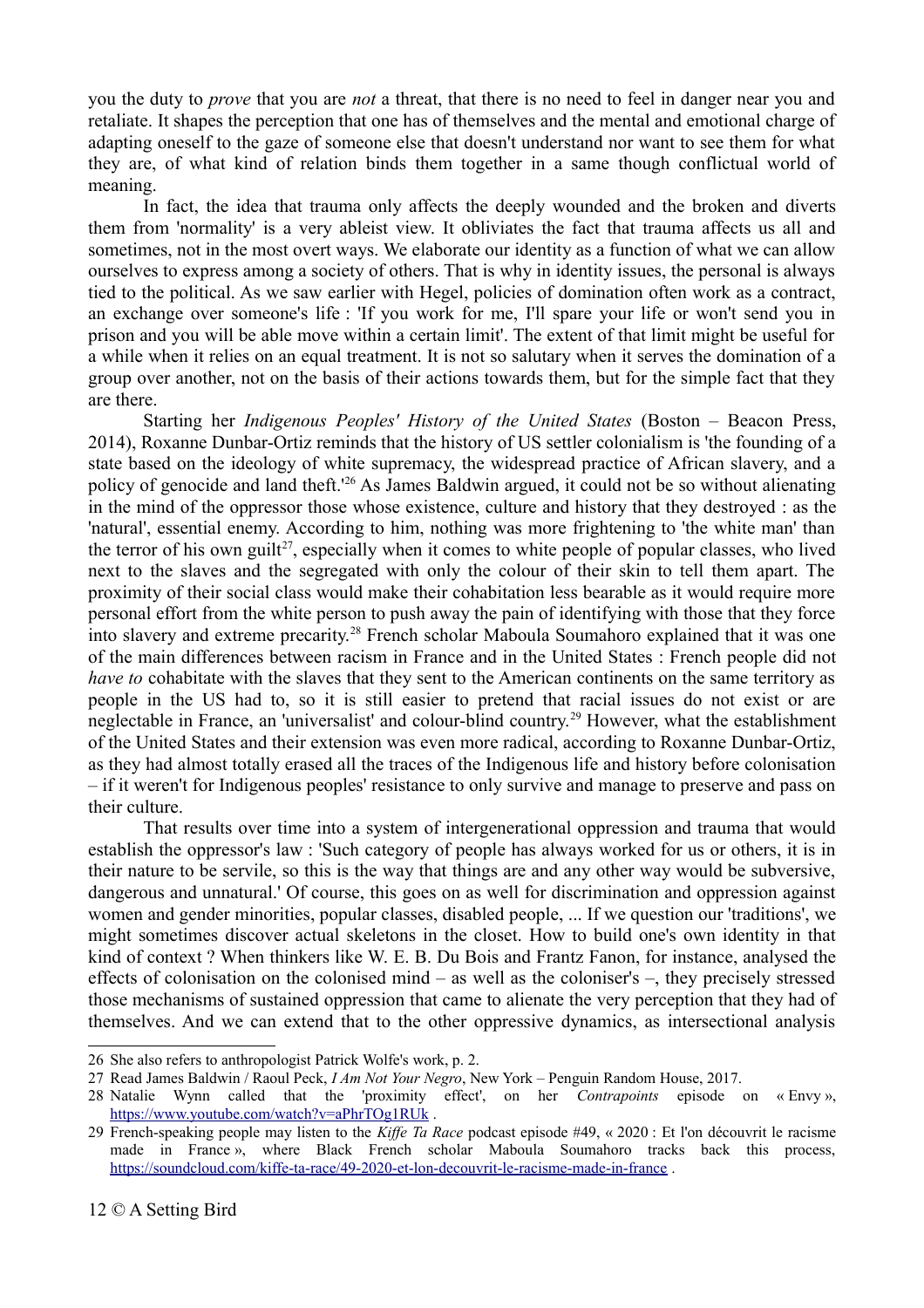you the duty to *prove* that you are *not* a threat, that there is no need to feel in danger near you and retaliate. It shapes the perception that one has of themselves and the mental and emotional charge of adapting oneself to the gaze of someone else that doesn't understand nor want to see them for what they are, of what kind of relation binds them together in a same though conflictual world of meaning.

In fact, the idea that trauma only affects the deeply wounded and the broken and diverts them from 'normality' is a very ableist view. It obliviates the fact that trauma affects us all and sometimes, not in the most overt ways. We elaborate our identity as a function of what we can allow ourselves to express among a society of others. That is why in identity issues, the personal is always tied to the political. As we saw earlier with Hegel, policies of domination often work as a contract, an exchange over someone's life : 'If you work for me, I'll spare your life or won't send you in prison and you will be able move within a certain limit'. The extent of that limit might be useful for a while when it relies on an equal treatment. It is not so salutary when it serves the domination of a group over another, not on the basis of their actions towards them, but for the simple fact that they are there.

Starting her *Indigenous Peoples' History of the United States* (Boston – Beacon Press, 2014), Roxanne Dunbar-Ortiz reminds that the history of US settler colonialism is 'the founding of a state based on the ideology of white supremacy, the widespread practice of African slavery, and a policy of genocide and land theft.'[26] As James Baldwin argued, it could not be so without alienating in the mind of the oppressor those whose existence, culture and history that they destroyed : as the 'natural', essential enemy. According to him, nothing was more frightening to 'the white man' than the terror of his own guilt[27], especially when it comes to white people of popular classes, who lived next to the slaves and the segregated with only the colour of their skin to tell them apart. The proximity of their social class would make their cohabitation less bearable as it would require more personal effort from the white person to push away the pain of identifying with those that they force into slavery and extreme precarity.[28] French scholar Maboula Soumahoro explained that it was one of the main differences between racism in France and in the United States : French people did not *have to* cohabitate with the slaves that they sent to the American continents on the same territory as people in the US had to, so it is still easier to pretend that racial issues do not exist or are neglectable in France, an 'universalist' and colour-blind country.[29] However, what the establishment of the United States and their extension was even more radical, according to Roxanne Dunbar-Ortiz, as they had almost totally erased all the traces of the Indigenous life and history before colonisation – if it weren't for Indigenous peoples' resistance to only survive and manage to preserve and pass on their culture.

That results over time into a system of intergenerational oppression and trauma that would establish the oppressor's law : 'Such category of people has always worked for us or others, it is in their nature to be servile, so this is the way that things are and any other way would be subversive, dangerous and unnatural.' Of course, this goes on as well for discrimination and oppression against women and gender minorities, popular classes, disabled people, ... If we question our 'traditions', we might sometimes discover actual skeletons in the closet. How to build one's own identity in that kind of context ? When thinkers like W. E. B. Du Bois and Frantz Fanon, for instance, analysed the effects of colonisation on the colonised mind – as well as the coloniser's –, they precisely stressed those mechanisms of sustained oppression that came to alienate the very perception that they had of themselves. And we can extend that to the other oppressive dynamics, as intersectional analysis

---

26 She also refers to anthropologist Patrick Wolfe's work, p. 2.

27 Read James Baldwin / Raoul Peck, *I Am Not Your Negro*, New York – Penguin Random House, 2017.

28 Natalie Wynn called that the 'proximity effect', on her *Contrapoints* episode on « Envy », https://www.youtube.com/watch?v=aPhrTOg1RUk .

29 French-speaking people may listen to the *Kiffe Ta Race* podcast episode #49, « 2020 : Et l'on découvrit le racisme made in France », where Black French scholar Maboula Soumahoro tracks back this process, https://soundcloud.com/kiffe-ta-race/49-2020-et-lon-decouvrit-le-racisme-made-in-france .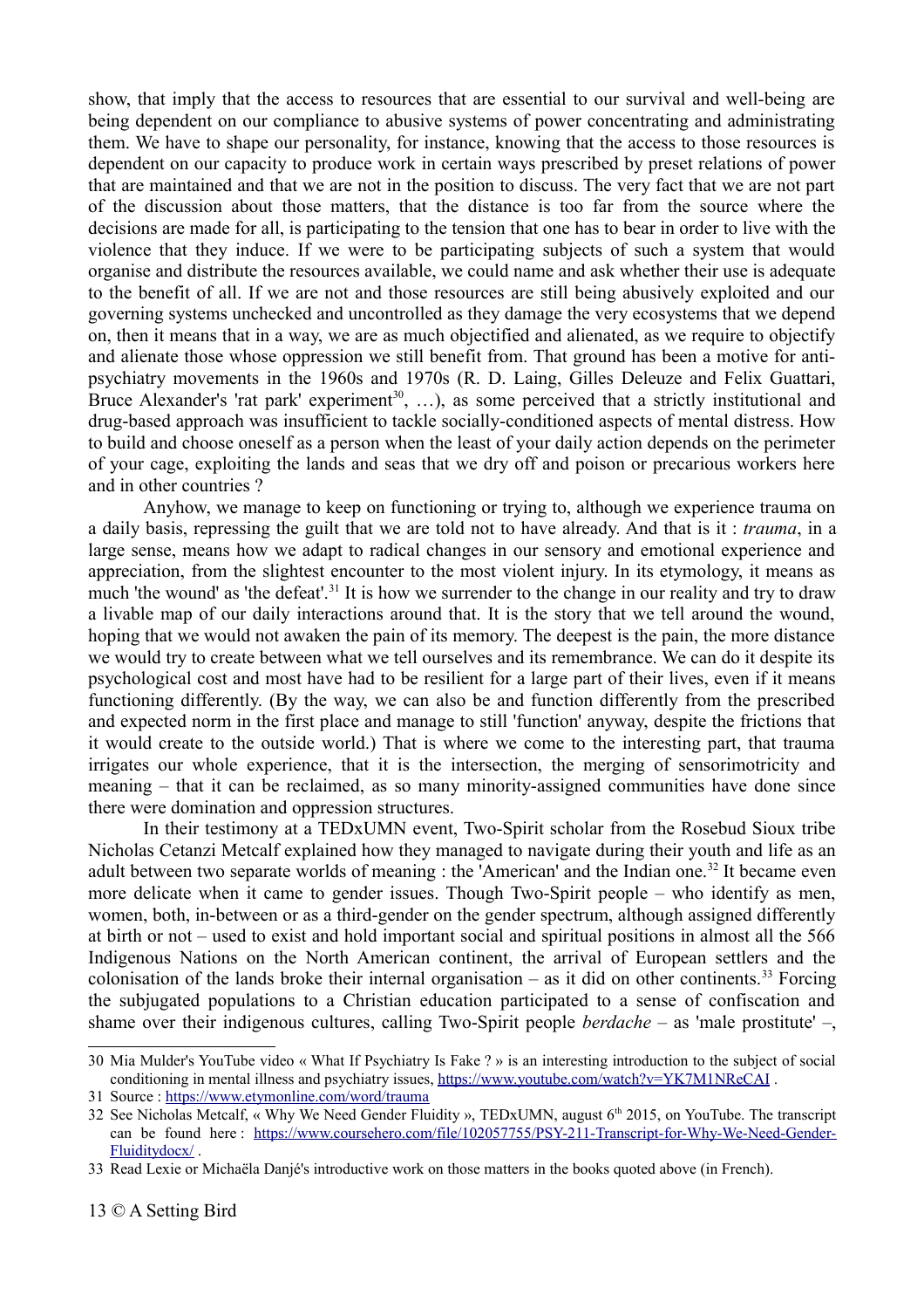show, that imply that the access to resources that are essential to our survival and well-being are being dependent on our compliance to abusive systems of power concentrating and administrating them. We have to shape our personality, for instance, knowing that the access to those resources is dependent on our capacity to produce work in certain ways prescribed by preset relations of power that are maintained and that we are not in the position to discuss. The very fact that we are not part of the discussion about those matters, that the distance is too far from the source where the decisions are made for all, is participating to the tension that one has to bear in order to live with the violence that they induce. If we were to be participating subjects of such a system that would organise and distribute the resources available, we could name and ask whether their use is adequate to the benefit of all. If we are not and those resources are still being abusively exploited and our governing systems unchecked and uncontrolled as they damage the very ecosystems that we depend on, then it means that in a way, we are as much objectified and alienated, as we require to objectify and alienate those whose oppression we still benefit from. That ground has been a motive for anti-psychiatry movements in the 1960s and 1970s (R. D. Laing, Gilles Deleuze and Felix Guattari, Bruce Alexander's 'rat park' experiment[30], …), as some perceived that a strictly institutional and drug-based approach was insufficient to tackle socially-conditioned aspects of mental distress. How to build and choose oneself as a person when the least of your daily action depends on the perimeter of your cage, exploiting the lands and seas that we dry off and poison or precarious workers here and in other countries ?

Anyhow, we manage to keep on functioning or trying to, although we experience trauma on a daily basis, repressing the guilt that we are told not to have already. And that is it : *trauma*, in a large sense, means how we adapt to radical changes in our sensory and emotional experience and appreciation, from the slightest encounter to the most violent injury. In its etymology, it means as much 'the wound' as 'the defeat'.[31] It is how we surrender to the change in our reality and try to draw a livable map of our daily interactions around that. It is the story that we tell around the wound, hoping that we would not awaken the pain of its memory. The deepest is the pain, the more distance we would try to create between what we tell ourselves and its remembrance. We can do it despite its psychological cost and most have had to be resilient for a large part of their lives, even if it means functioning differently. (By the way, we can also be and function differently from the prescribed and expected norm in the first place and manage to still 'function' anyway, despite the frictions that it would create to the outside world.) That is where we come to the interesting part, that trauma irrigates our whole experience, that it is the intersection, the merging of sensorimotricity and meaning – that it can be reclaimed, as so many minority-assigned communities have done since there were domination and oppression structures.

In their testimony at a TEDxUMN event, Two-Spirit scholar from the Rosebud Sioux tribe Nicholas Cetanzi Metcalf explained how they managed to navigate during their youth and life as an adult between two separate worlds of meaning : the 'American' and the Indian one.[32] It became even more delicate when it came to gender issues. Though Two-Spirit people – who identify as men, women, both, in-between or as a third-gender on the gender spectrum, although assigned differently at birth or not – used to exist and hold important social and spiritual positions in almost all the 566 Indigenous Nations on the North American continent, the arrival of European settlers and the colonisation of the lands broke their internal organisation – as it did on other continents.[33] Forcing the subjugated populations to a Christian education participated to a sense of confiscation and shame over their indigenous cultures, calling Two-Spirit people *berdache* – as 'male prostitute' –,

---

30 Mia Mulder's YouTube video « What If Psychiatry Is Fake ? » is an interesting introduction to the subject of social conditioning in mental illness and psychiatry issues, https://www.youtube.com/watch?v=YK7M1NReCAI .

31 Source : https://www.etymonline.com/word/trauma

32 See Nicholas Metcalf, « Why We Need Gender Fluidity », TEDxUMN, august 6th 2015, on YouTube. The transcript can be found here : https://www.coursehero.com/file/102057755/PSY-211-Transcript-for-Why-We-Need-Gender-Fluiditydocx/ .

33 Read Lexie or Michaëla Danjé's introductive work on those matters in the books quoted above (in French).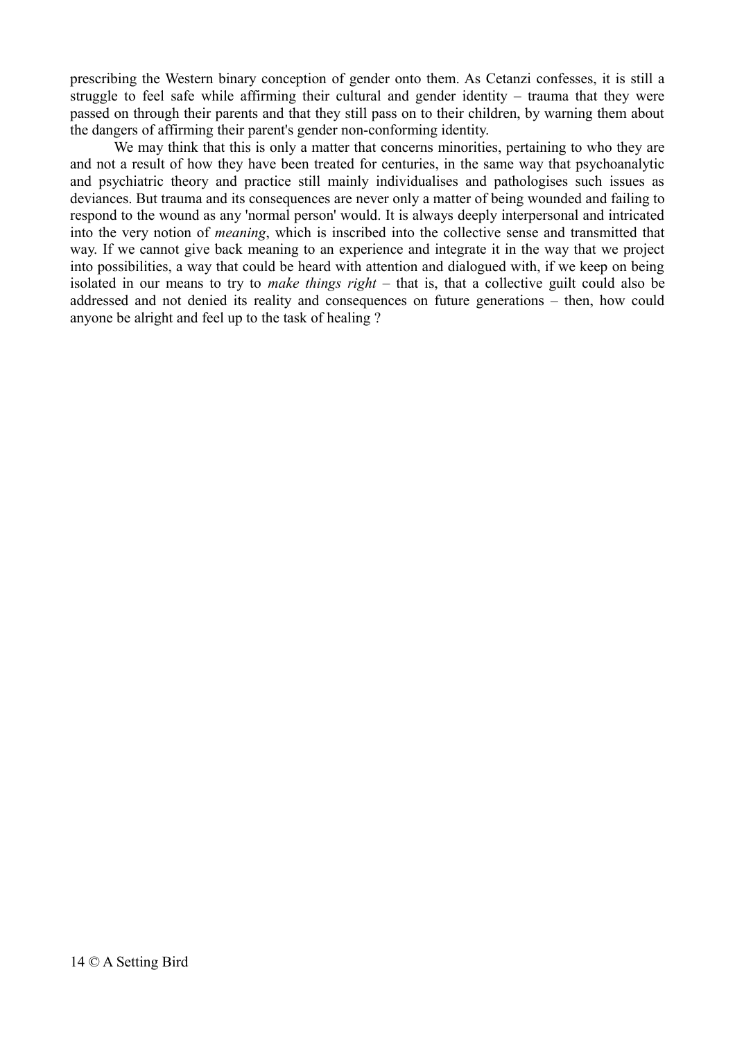prescribing the Western binary conception of gender onto them. As Cetanzi confesses, it is still a struggle to feel safe while affirming their cultural and gender identity – trauma that they were passed on through their parents and that they still pass on to their children, by warning them about the dangers of affirming their parent's gender non-conforming identity.

We may think that this is only a matter that concerns minorities, pertaining to who they are and not a result of how they have been treated for centuries, in the same way that psychoanalytic and psychiatric theory and practice still mainly individualises and pathologises such issues as deviances. But trauma and its consequences are never only a matter of being wounded and failing to respond to the wound as any 'normal person' would. It is always deeply interpersonal and intricated into the very notion of *meaning*, which is inscribed into the collective sense and transmitted that way. If we cannot give back meaning to an experience and integrate it in the way that we project into possibilities, a way that could be heard with attention and dialogued with, if we keep on being isolated in our means to try to *make things right* – that is, that a collective guilt could also be addressed and not denied its reality and consequences on future generations – then, how could anyone be alright and feel up to the task of healing ?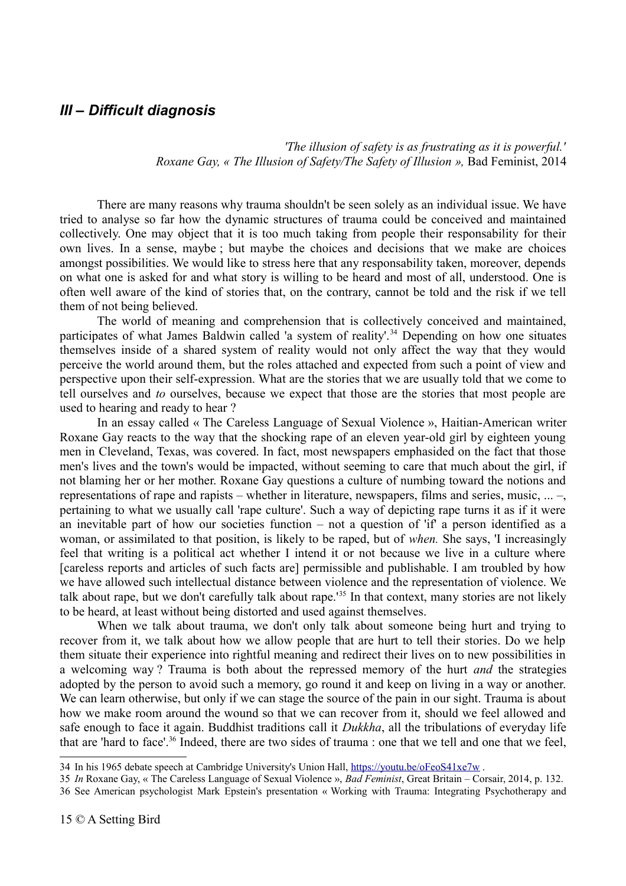## *III – Difficult diagnosis*

*'The illusion of safety is as frustrating as it is powerful.'*
*Roxane Gay, « The Illusion of Safety/The Safety of Illusion »,* Bad Feminist, 2014

There are many reasons why trauma shouldn't be seen solely as an individual issue. We have tried to analyse so far how the dynamic structures of trauma could be conceived and maintained collectively. One may object that it is too much taking from people their responsability for their own lives. In a sense, maybe ; but maybe the choices and decisions that we make are choices amongst possibilities. We would like to stress here that any responsability taken, moreover, depends on what one is asked for and what story is willing to be heard and most of all, understood. One is often well aware of the kind of stories that, on the contrary, cannot be told and the risk if we tell them of not being believed.

The world of meaning and comprehension that is collectively conceived and maintained, participates of what James Baldwin called 'a system of reality'.[34] Depending on how one situates themselves inside of a shared system of reality would not only affect the way that they would perceive the world around them, but the roles attached and expected from such a point of view and perspective upon their self-expression. What are the stories that we are usually told that we come to tell ourselves and *to* ourselves, because we expect that those are the stories that most people are used to hearing and ready to hear ?

In an essay called « The Careless Language of Sexual Violence », Haitian-American writer Roxane Gay reacts to the way that the shocking rape of an eleven year-old girl by eighteen young men in Cleveland, Texas, was covered. In fact, most newspapers emphasided on the fact that those men's lives and the town's would be impacted, without seeming to care that much about the girl, if not blaming her or her mother. Roxane Gay questions a culture of numbing toward the notions and representations of rape and rapists – whether in literature, newspapers, films and series, music, ... –, pertaining to what we usually call 'rape culture'. Such a way of depicting rape turns it as if it were an inevitable part of how our societies function – not a question of 'if' a person identified as a woman, or assimilated to that position, is likely to be raped, but of *when.* She says, 'I increasingly feel that writing is a political act whether I intend it or not because we live in a culture where [careless reports and articles of such facts are] permissible and publishable. I am troubled by how we have allowed such intellectual distance between violence and the representation of violence. We talk about rape, but we don't carefully talk about rape.'[35] In that context, many stories are not likely to be heard, at least without being distorted and used against themselves.

When we talk about trauma, we don't only talk about someone being hurt and trying to recover from it, we talk about how we allow people that are hurt to tell their stories. Do we help them situate their experience into rightful meaning and redirect their lives on to new possibilities in a welcoming way ? Trauma is both about the repressed memory of the hurt *and* the strategies adopted by the person to avoid such a memory, go round it and keep on living in a way or another. We can learn otherwise, but only if we can stage the source of the pain in our sight. Trauma is about how we make room around the wound so that we can recover from it, should we feel allowed and safe enough to face it again. Buddhist traditions call it *Dukkha*, all the tribulations of everyday life that are 'hard to face'.[36] Indeed, there are two sides of trauma : one that we tell and one that we feel,

---

34 In his 1965 debate speech at Cambridge University's Union Hall, https://youtu.be/oFeoS41xe7w .

35 *In* Roxane Gay, « The Careless Language of Sexual Violence », *Bad Feminist*, Great Britain – Corsair, 2014, p. 132.

36 See American psychologist Mark Epstein's presentation « Working with Trauma: Integrating Psychotherapy and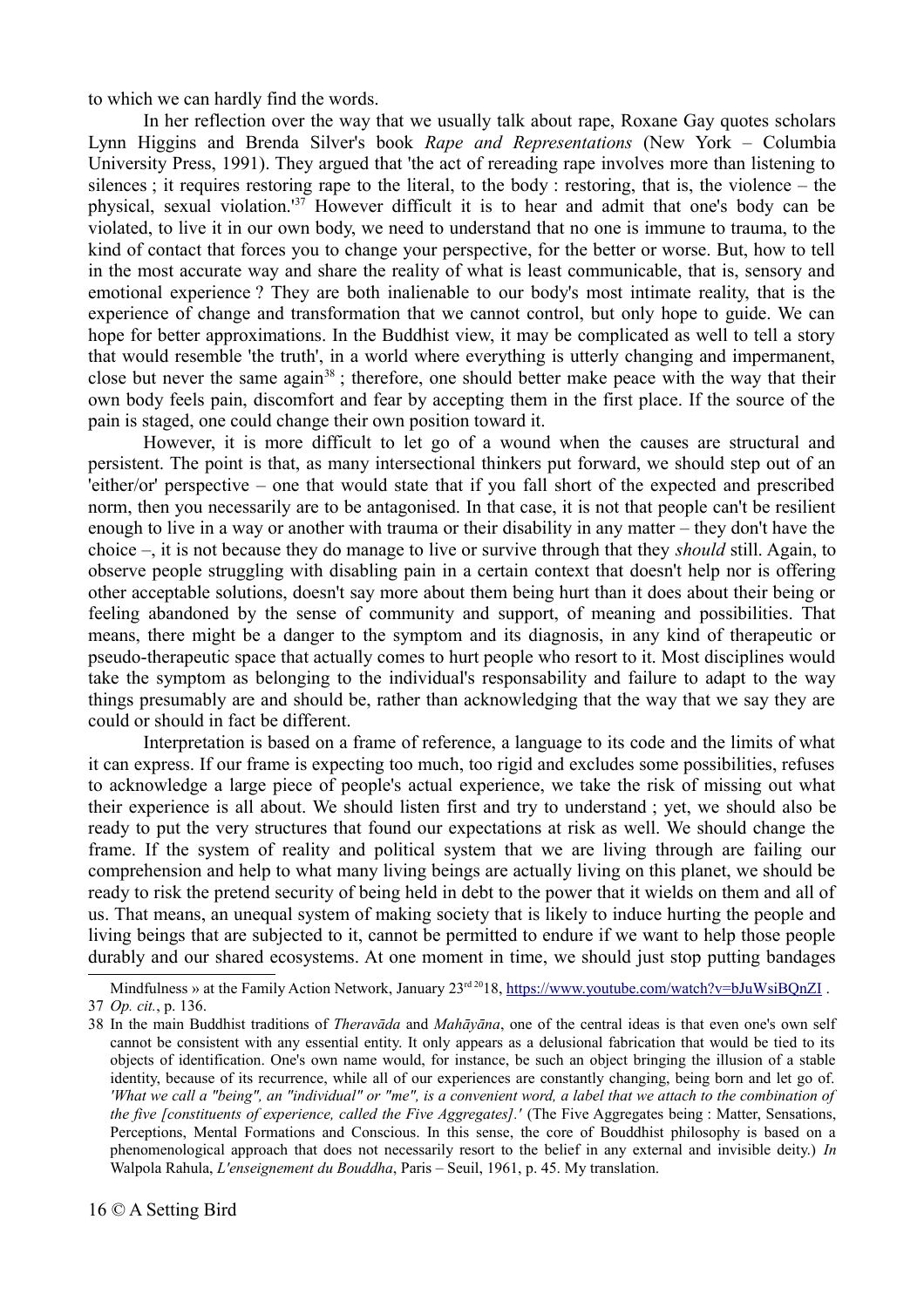to which we can hardly find the words.

In her reflection over the way that we usually talk about rape, Roxane Gay quotes scholars Lynn Higgins and Brenda Silver's book *Rape and Representations* (New York – Columbia University Press, 1991). They argued that 'the act of rereading rape involves more than listening to silences ; it requires restoring rape to the literal, to the body : restoring, that is, the violence – the physical, sexual violation.'[37] However difficult it is to hear and admit that one's body can be violated, to live it in our own body, we need to understand that no one is immune to trauma, to the kind of contact that forces you to change your perspective, for the better or worse. But, how to tell in the most accurate way and share the reality of what is least communicable, that is, sensory and emotional experience ? They are both inalienable to our body's most intimate reality, that is the experience of change and transformation that we cannot control, but only hope to guide. We can hope for better approximations. In the Buddhist view, it may be complicated as well to tell a story that would resemble 'the truth', in a world where everything is utterly changing and impermanent, close but never the same again[38] ; therefore, one should better make peace with the way that their own body feels pain, discomfort and fear by accepting them in the first place. If the source of the pain is staged, one could change their own position toward it.

However, it is more difficult to let go of a wound when the causes are structural and persistent. The point is that, as many intersectional thinkers put forward, we should step out of an 'either/or' perspective – one that would state that if you fall short of the expected and prescribed norm, then you necessarily are to be antagonised. In that case, it is not that people can't be resilient enough to live in a way or another with trauma or their disability in any matter – they don't have the choice –, it is not because they do manage to live or survive through that they *should* still. Again, to observe people struggling with disabling pain in a certain context that doesn't help nor is offering other acceptable solutions, doesn't say more about them being hurt than it does about their being or feeling abandoned by the sense of community and support, of meaning and possibilities. That means, there might be a danger to the symptom and its diagnosis, in any kind of therapeutic or pseudo-therapeutic space that actually comes to hurt people who resort to it. Most disciplines would take the symptom as belonging to the individual's responsability and failure to adapt to the way things presumably are and should be, rather than acknowledging that the way that we say they are could or should in fact be different.

Interpretation is based on a frame of reference, a language to its code and the limits of what it can express. If our frame is expecting too much, too rigid and excludes some possibilities, refuses to acknowledge a large piece of people's actual experience, we take the risk of missing out what their experience is all about. We should listen first and try to understand ; yet, we should also be ready to put the very structures that found our expectations at risk as well. We should change the frame. If the system of reality and political system that we are living through are failing our comprehension and help to what many living beings are actually living on this planet, we should be ready to risk the pretend security of being held in debt to the power that it wields on them and all of us. That means, an unequal system of making society that is likely to induce hurting the people and living beings that are subjected to it, cannot be permitted to endure if we want to help those people durably and our shared ecosystems. At one moment in time, we should just stop putting bandages

---

Mindfulness » at the Family Action Network, January 23rd 2018, https://www.youtube.com/watch?v=bJuWsiBQnZI .

37 *Op. cit.*, p. 136.

38 In the main Buddhist traditions of *Theravāda* and *Mahāyāna*, one of the central ideas is that even one's own self cannot be consistent with any essential entity. It only appears as a delusional fabrication that would be tied to its objects of identification. One's own name would, for instance, be such an object bringing the illusion of a stable identity, because of its recurrence, while all of our experiences are constantly changing, being born and let go of. *'What we call a "being", an "individual" or "me", is a convenient word, a label that we attach to the combination of the five [constituents of experience, called the Five Aggregates].'* (The Five Aggregates being : Matter, Sensations, Perceptions, Mental Formations and Conscious. In this sense, the core of Bouddhist philosophy is based on a phenomenological approach that does not necessarily resort to the belief in any external and invisible deity.) *In* Walpola Rahula, *L'enseignement du Bouddha*, Paris – Seuil, 1961, p. 45. My translation.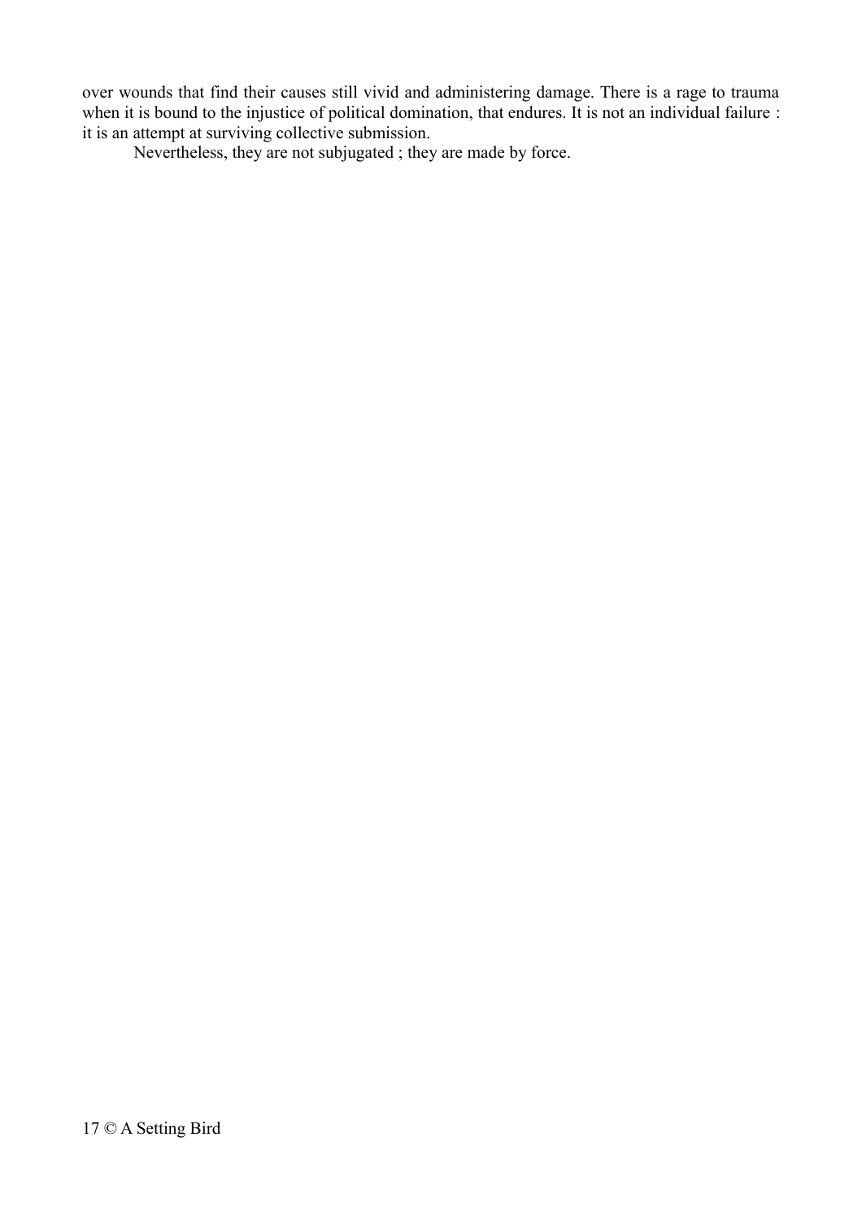over wounds that find their causes still vivid and administering damage. There is a rage to trauma when it is bound to the injustice of political domination, that endures. It is not an individual failure : it is an attempt at surviving collective submission.

Nevertheless, they are not subjugated ; they are made by force.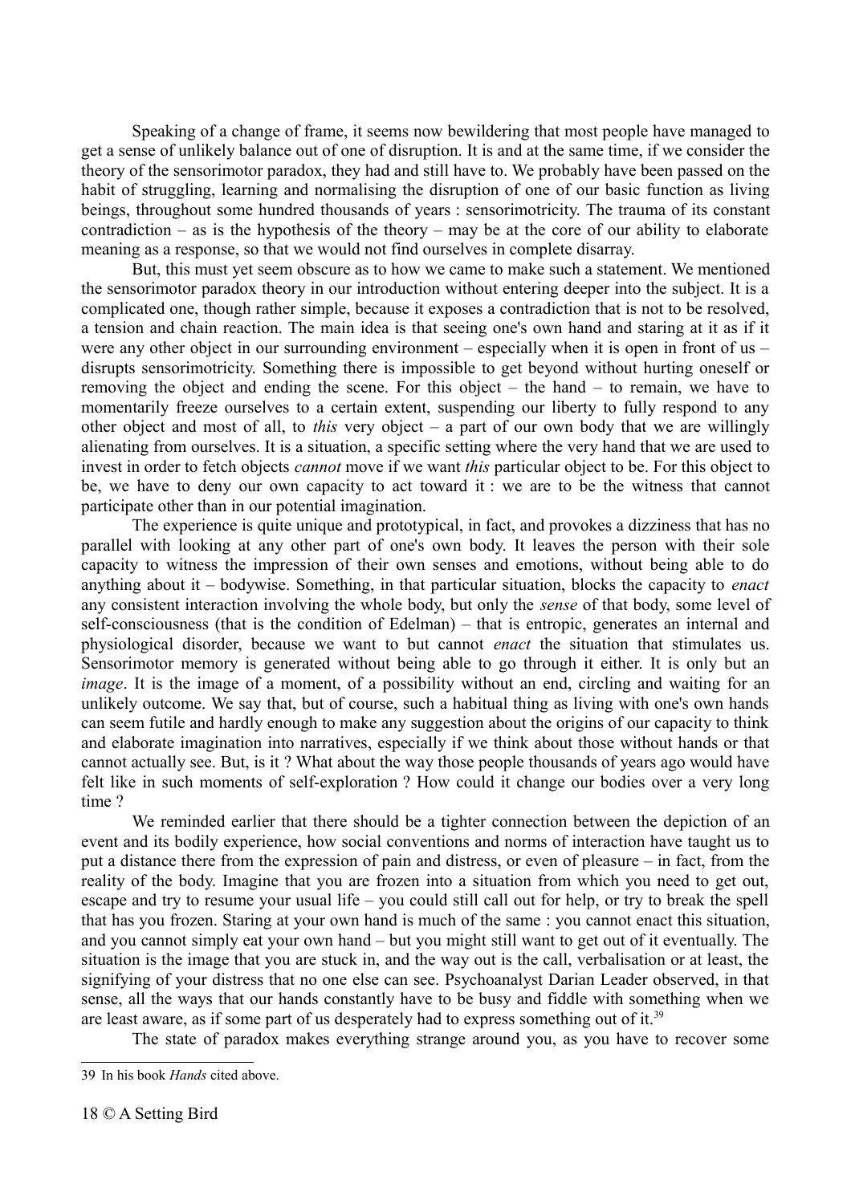Speaking of a change of frame, it seems now bewildering that most people have managed to get a sense of unlikely balance out of one of disruption. It is and at the same time, if we consider the theory of the sensorimotor paradox, they had and still have to. We probably have been passed on the habit of struggling, learning and normalising the disruption of one of our basic function as living beings, throughout some hundred thousands of years : sensorimotricity. The trauma of its constant contradiction – as is the hypothesis of the theory – may be at the core of our ability to elaborate meaning as a response, so that we would not find ourselves in complete disarray.

But, this must yet seem obscure as to how we came to make such a statement. We mentioned the sensorimotor paradox theory in our introduction without entering deeper into the subject. It is a complicated one, though rather simple, because it exposes a contradiction that is not to be resolved, a tension and chain reaction. The main idea is that seeing one's own hand and staring at it as if it were any other object in our surrounding environment – especially when it is open in front of us – disrupts sensorimotricity. Something there is impossible to get beyond without hurting oneself or removing the object and ending the scene. For this object – the hand – to remain, we have to momentarily freeze ourselves to a certain extent, suspending our liberty to fully respond to any other object and most of all, to *this* very object – a part of our own body that we are willingly alienating from ourselves. It is a situation, a specific setting where the very hand that we are used to invest in order to fetch objects *cannot* move if we want *this* particular object to be. For this object to be, we have to deny our own capacity to act toward it : we are to be the witness that cannot participate other than in our potential imagination.

The experience is quite unique and prototypical, in fact, and provokes a dizziness that has no parallel with looking at any other part of one's own body. It leaves the person with their sole capacity to witness the impression of their own senses and emotions, without being able to do anything about it – bodywise. Something, in that particular situation, blocks the capacity to *enact* any consistent interaction involving the whole body, but only the *sense* of that body, some level of self-consciousness (that is the condition of Edelman) – that is entropic, generates an internal and physiological disorder, because we want to but cannot *enact* the situation that stimulates us. Sensorimotor memory is generated without being able to go through it either. It is only but an *image*. It is the image of a moment, of a possibility without an end, circling and waiting for an unlikely outcome. We say that, but of course, such a habitual thing as living with one's own hands can seem futile and hardly enough to make any suggestion about the origins of our capacity to think and elaborate imagination into narratives, especially if we think about those without hands or that cannot actually see. But, is it ? What about the way those people thousands of years ago would have felt like in such moments of self-exploration ? How could it change our bodies over a very long time ?

We reminded earlier that there should be a tighter connection between the depiction of an event and its bodily experience, how social conventions and norms of interaction have taught us to put a distance there from the expression of pain and distress, or even of pleasure – in fact, from the reality of the body. Imagine that you are frozen into a situation from which you need to get out, escape and try to resume your usual life – you could still call out for help, or try to break the spell that has you frozen. Staring at your own hand is much of the same : you cannot enact this situation, and you cannot simply eat your own hand – but you might still want to get out of it eventually. The situation is the image that you are stuck in, and the way out is the call, verbalisation or at least, the signifying of your distress that no one else can see. Psychoanalyst Darian Leader observed, in that sense, all the ways that our hands constantly have to be busy and fiddle with something when we are least aware, as if some part of us desperately had to express something out of it.[39]

The state of paradox makes everything strange around you, as you have to recover some

[39] In his book *Hands* cited above.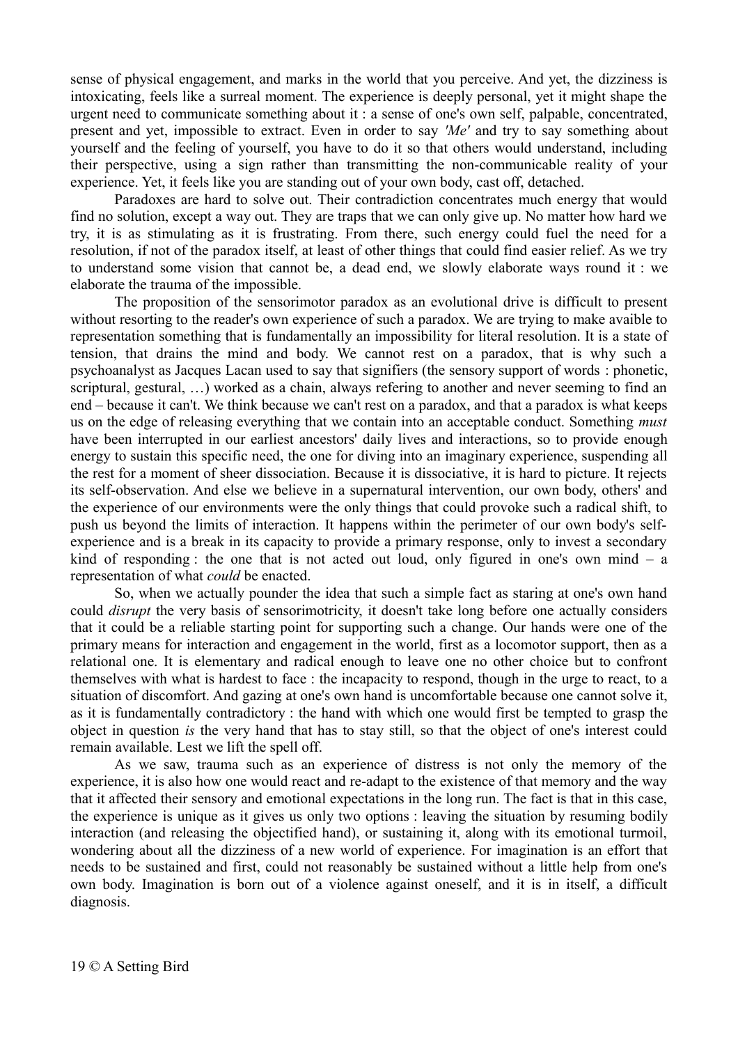sense of physical engagement, and marks in the world that you perceive. And yet, the dizziness is intoxicating, feels like a surreal moment. The experience is deeply personal, yet it might shape the urgent need to communicate something about it : a sense of one's own self, palpable, concentrated, present and yet, impossible to extract. Even in order to say *'Me'* and try to say something about yourself and the feeling of yourself, you have to do it so that others would understand, including their perspective, using a sign rather than transmitting the non-communicable reality of your experience. Yet, it feels like you are standing out of your own body, cast off, detached.

Paradoxes are hard to solve out. Their contradiction concentrates much energy that would find no solution, except a way out. They are traps that we can only give up. No matter how hard we try, it is as stimulating as it is frustrating. From there, such energy could fuel the need for a resolution, if not of the paradox itself, at least of other things that could find easier relief. As we try to understand some vision that cannot be, a dead end, we slowly elaborate ways round it : we elaborate the trauma of the impossible.

The proposition of the sensorimotor paradox as an evolutional drive is difficult to present without resorting to the reader's own experience of such a paradox. We are trying to make avaible to representation something that is fundamentally an impossibility for literal resolution. It is a state of tension, that drains the mind and body. We cannot rest on a paradox, that is why such a psychoanalyst as Jacques Lacan used to say that signifiers (the sensory support of words : phonetic, scriptural, gestural, …) worked as a chain, always refering to another and never seeming to find an end – because it can't. We think because we can't rest on a paradox, and that a paradox is what keeps us on the edge of releasing everything that we contain into an acceptable conduct. Something *must* have been interrupted in our earliest ancestors' daily lives and interactions, so to provide enough energy to sustain this specific need, the one for diving into an imaginary experience, suspending all the rest for a moment of sheer dissociation. Because it is dissociative, it is hard to picture. It rejects its self-observation. And else we believe in a supernatural intervention, our own body, others' and the experience of our environments were the only things that could provoke such a radical shift, to push us beyond the limits of interaction. It happens within the perimeter of our own body's self-experience and is a break in its capacity to provide a primary response, only to invest a secondary kind of responding : the one that is not acted out loud, only figured in one's own mind – a representation of what *could* be enacted.

So, when we actually pounder the idea that such a simple fact as staring at one's own hand could *disrupt* the very basis of sensorimotricity, it doesn't take long before one actually considers that it could be a reliable starting point for supporting such a change. Our hands were one of the primary means for interaction and engagement in the world, first as a locomotor support, then as a relational one. It is elementary and radical enough to leave one no other choice but to confront themselves with what is hardest to face : the incapacity to respond, though in the urge to react, to a situation of discomfort. And gazing at one's own hand is uncomfortable because one cannot solve it, as it is fundamentally contradictory : the hand with which one would first be tempted to grasp the object in question *is* the very hand that has to stay still, so that the object of one's interest could remain available. Lest we lift the spell off.

As we saw, trauma such as an experience of distress is not only the memory of the experience, it is also how one would react and re-adapt to the existence of that memory and the way that it affected their sensory and emotional expectations in the long run. The fact is that in this case, the experience is unique as it gives us only two options : leaving the situation by resuming bodily interaction (and releasing the objectified hand), or sustaining it, along with its emotional turmoil, wondering about all the dizziness of a new world of experience. For imagination is an effort that needs to be sustained and first, could not reasonably be sustained without a little help from one's own body. Imagination is born out of a violence against oneself, and it is in itself, a difficult diagnosis.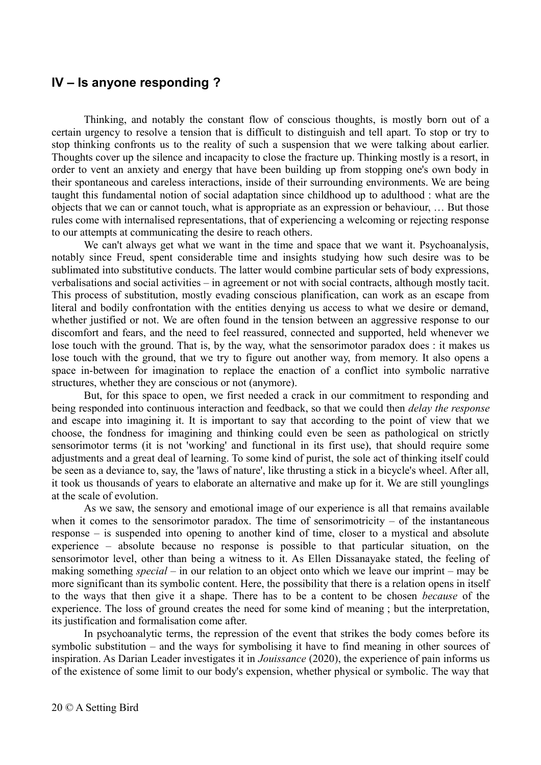## IV – Is anyone responding ?

Thinking, and notably the constant flow of conscious thoughts, is mostly born out of a certain urgency to resolve a tension that is difficult to distinguish and tell apart. To stop or try to stop thinking confronts us to the reality of such a suspension that we were talking about earlier. Thoughts cover up the silence and incapacity to close the fracture up. Thinking mostly is a resort, in order to vent an anxiety and energy that have been building up from stopping one's own body in their spontaneous and careless interactions, inside of their surrounding environments. We are being taught this fundamental notion of social adaptation since childhood up to adulthood : what are the objects that we can or cannot touch, what is appropriate as an expression or behaviour, … But those rules come with internalised representations, that of experiencing a welcoming or rejecting response to our attempts at communicating the desire to reach others.

We can't always get what we want in the time and space that we want it. Psychoanalysis, notably since Freud, spent considerable time and insights studying how such desire was to be sublimated into substitutive conducts. The latter would combine particular sets of body expressions, verbalisations and social activities – in agreement or not with social contracts, although mostly tacit. This process of substitution, mostly evading conscious planification, can work as an escape from literal and bodily confrontation with the entities denying us access to what we desire or demand, whether justified or not. We are often found in the tension between an aggressive response to our discomfort and fears, and the need to feel reassured, connected and supported, held whenever we lose touch with the ground. That is, by the way, what the sensorimotor paradox does : it makes us lose touch with the ground, that we try to figure out another way, from memory. It also opens a space in-between for imagination to replace the enaction of a conflict into symbolic narrative structures, whether they are conscious or not (anymore).

But, for this space to open, we first needed a crack in our commitment to responding and being responded into continuous interaction and feedback, so that we could then *delay the response* and escape into imagining it. It is important to say that according to the point of view that we choose, the fondness for imagining and thinking could even be seen as pathological on strictly sensorimotor terms (it is not 'working' and functional in its first use), that should require some adjustments and a great deal of learning. To some kind of purist, the sole act of thinking itself could be seen as a deviance to, say, the 'laws of nature', like thrusting a stick in a bicycle's wheel. After all, it took us thousands of years to elaborate an alternative and make up for it. We are still younglings at the scale of evolution.

As we saw, the sensory and emotional image of our experience is all that remains available when it comes to the sensorimotor paradox. The time of sensorimotricity – of the instantaneous response – is suspended into opening to another kind of time, closer to a mystical and absolute experience – absolute because no response is possible to that particular situation, on the sensorimotor level, other than being a witness to it. As Ellen Dissanayake stated, the feeling of making something *special* – in our relation to an object onto which we leave our imprint – may be more significant than its symbolic content. Here, the possibility that there is a relation opens in itself to the ways that then give it a shape. There has to be a content to be chosen *because* of the experience. The loss of ground creates the need for some kind of meaning ; but the interpretation, its justification and formalisation come after.

In psychoanalytic terms, the repression of the event that strikes the body comes before its symbolic substitution – and the ways for symbolising it have to find meaning in other sources of inspiration. As Darian Leader investigates it in *Jouissance* (2020), the experience of pain informs us of the existence of some limit to our body's expension, whether physical or symbolic. The way that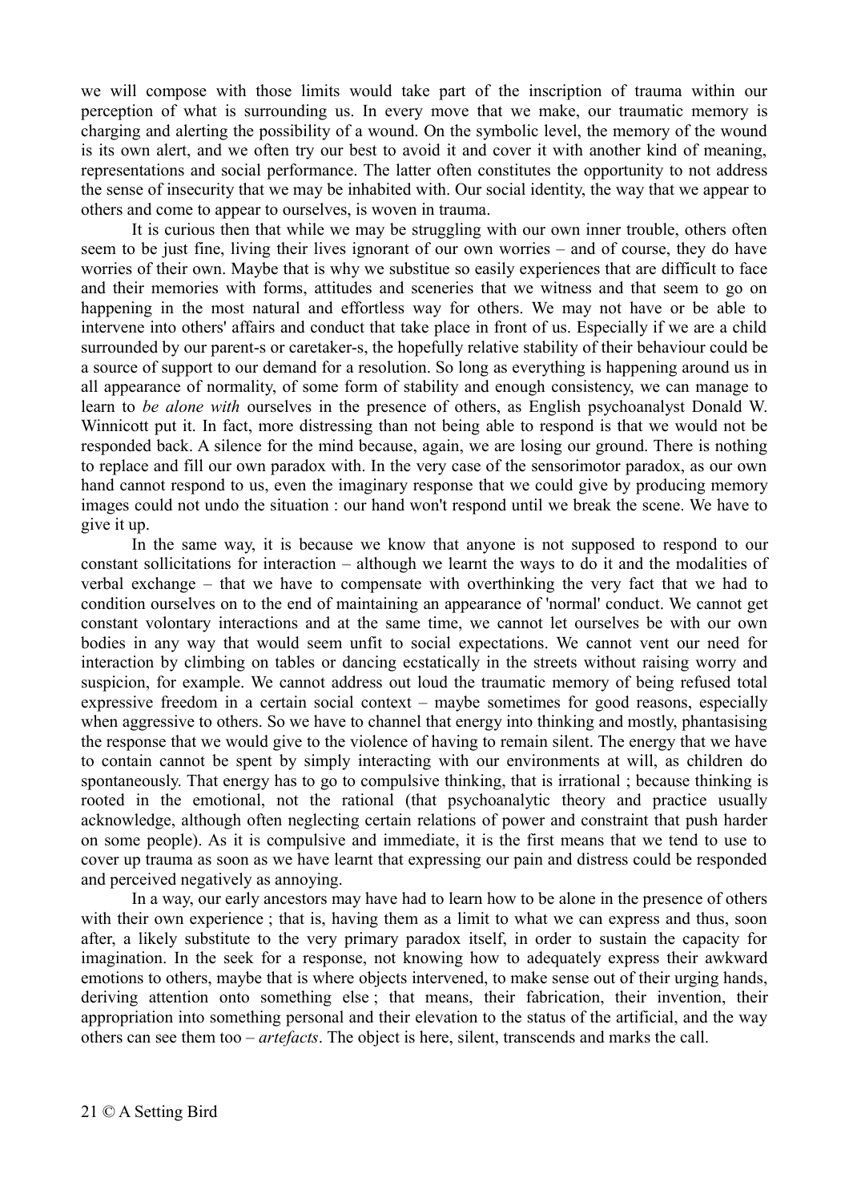we will compose with those limits would take part of the inscription of trauma within our perception of what is surrounding us. In every move that we make, our traumatic memory is charging and alerting the possibility of a wound. On the symbolic level, the memory of the wound is its own alert, and we often try our best to avoid it and cover it with another kind of meaning, representations and social performance. The latter often constitutes the opportunity to not address the sense of insecurity that we may be inhabited with. Our social identity, the way that we appear to others and come to appear to ourselves, is woven in trauma.

It is curious then that while we may be struggling with our own inner trouble, others often seem to be just fine, living their lives ignorant of our own worries – and of course, they do have worries of their own. Maybe that is why we substitue so easily experiences that are difficult to face and their memories with forms, attitudes and sceneries that we witness and that seem to go on happening in the most natural and effortless way for others. We may not have or be able to intervene into others' affairs and conduct that take place in front of us. Especially if we are a child surrounded by our parent-s or caretaker-s, the hopefully relative stability of their behaviour could be a source of support to our demand for a resolution. So long as everything is happening around us in all appearance of normality, of some form of stability and enough consistency, we can manage to learn to *be alone with* ourselves in the presence of others, as English psychoanalyst Donald W. Winnicott put it. In fact, more distressing than not being able to respond is that we would not be responded back. A silence for the mind because, again, we are losing our ground. There is nothing to replace and fill our own paradox with. In the very case of the sensorimotor paradox, as our own hand cannot respond to us, even the imaginary response that we could give by producing memory images could not undo the situation : our hand won't respond until we break the scene. We have to give it up.

In the same way, it is because we know that anyone is not supposed to respond to our constant sollicitations for interaction – although we learnt the ways to do it and the modalities of verbal exchange – that we have to compensate with overthinking the very fact that we had to condition ourselves on to the end of maintaining an appearance of 'normal' conduct. We cannot get constant volontary interactions and at the same time, we cannot let ourselves be with our own bodies in any way that would seem unfit to social expectations. We cannot vent our need for interaction by climbing on tables or dancing ecstatically in the streets without raising worry and suspicion, for example. We cannot address out loud the traumatic memory of being refused total expressive freedom in a certain social context – maybe sometimes for good reasons, especially when aggressive to others. So we have to channel that energy into thinking and mostly, phantasising the response that we would give to the violence of having to remain silent. The energy that we have to contain cannot be spent by simply interacting with our environments at will, as children do spontaneously. That energy has to go to compulsive thinking, that is irrational ; because thinking is rooted in the emotional, not the rational (that psychoanalytic theory and practice usually acknowledge, although often neglecting certain relations of power and constraint that push harder on some people). As it is compulsive and immediate, it is the first means that we tend to use to cover up trauma as soon as we have learnt that expressing our pain and distress could be responded and perceived negatively as annoying.

In a way, our early ancestors may have had to learn how to be alone in the presence of others with their own experience ; that is, having them as a limit to what we can express and thus, soon after, a likely substitute to the very primary paradox itself, in order to sustain the capacity for imagination. In the seek for a response, not knowing how to adequately express their awkward emotions to others, maybe that is where objects intervened, to make sense out of their urging hands, deriving attention onto something else ; that means, their fabrication, their invention, their appropriation into something personal and their elevation to the status of the artificial, and the way others can see them too – *artefacts*. The object is here, silent, transcends and marks the call.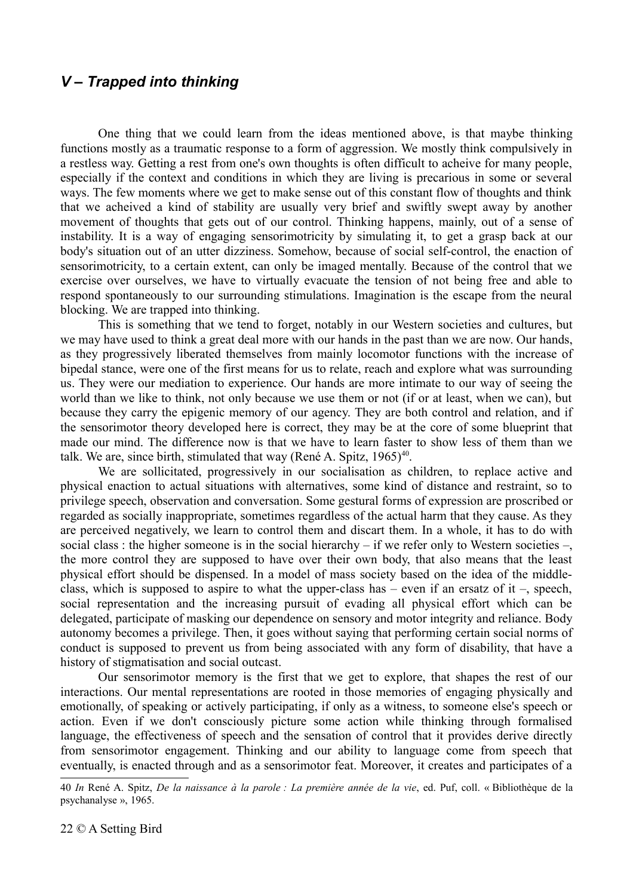## *V – Trapped into thinking*

One thing that we could learn from the ideas mentioned above, is that maybe thinking functions mostly as a traumatic response to a form of aggression. We mostly think compulsively in a restless way. Getting a rest from one's own thoughts is often difficult to acheive for many people, especially if the context and conditions in which they are living is precarious in some or several ways. The few moments where we get to make sense out of this constant flow of thoughts and think that we acheived a kind of stability are usually very brief and swiftly swept away by another movement of thoughts that gets out of our control. Thinking happens, mainly, out of a sense of instability. It is a way of engaging sensorimotricity by simulating it, to get a grasp back at our body's situation out of an utter dizziness. Somehow, because of social self-control, the enaction of sensorimotricity, to a certain extent, can only be imaged mentally. Because of the control that we exercise over ourselves, we have to virtually evacuate the tension of not being free and able to respond spontaneously to our surrounding stimulations. Imagination is the escape from the neural blocking. We are trapped into thinking.

This is something that we tend to forget, notably in our Western societies and cultures, but we may have used to think a great deal more with our hands in the past than we are now. Our hands, as they progressively liberated themselves from mainly locomotor functions with the increase of bipedal stance, were one of the first means for us to relate, reach and explore what was surrounding us. They were our mediation to experience. Our hands are more intimate to our way of seeing the world than we like to think, not only because we use them or not (if or at least, when we can), but because they carry the epigenic memory of our agency. They are both control and relation, and if the sensorimotor theory developed here is correct, they may be at the core of some blueprint that made our mind. The difference now is that we have to learn faster to show less of them than we talk. We are, since birth, stimulated that way (René A. Spitz, 1965)[40].

We are sollicitated, progressively in our socialisation as children, to replace active and physical enaction to actual situations with alternatives, some kind of distance and restraint, so to privilege speech, observation and conversation. Some gestural forms of expression are proscribed or regarded as socially inappropriate, sometimes regardless of the actual harm that they cause. As they are perceived negatively, we learn to control them and discart them. In a whole, it has to do with social class : the higher someone is in the social hierarchy – if we refer only to Western societies –, the more control they are supposed to have over their own body, that also means that the least physical effort should be dispensed. In a model of mass society based on the idea of the middle-class, which is supposed to aspire to what the upper-class has – even if an ersatz of it –, speech, social representation and the increasing pursuit of evading all physical effort which can be delegated, participate of masking our dependence on sensory and motor integrity and reliance. Body autonomy becomes a privilege. Then, it goes without saying that performing certain social norms of conduct is supposed to prevent us from being associated with any form of disability, that have a history of stigmatisation and social outcast.

Our sensorimotor memory is the first that we get to explore, that shapes the rest of our interactions. Our mental representations are rooted in those memories of engaging physically and emotionally, of speaking or actively participating, if only as a witness, to someone else's speech or action. Even if we don't consciously picture some action while thinking through formalised language, the effectiveness of speech and the sensation of control that it provides derive directly from sensorimotor engagement. Thinking and our ability to language come from speech that eventually, is enacted through and as a sensorimotor feat. Moreover, it creates and participates of a

---

40 *In* René A. Spitz, *De la naissance à la parole : La première année de la vie*, ed. Puf, coll. « Bibliothèque de la psychanalyse », 1965.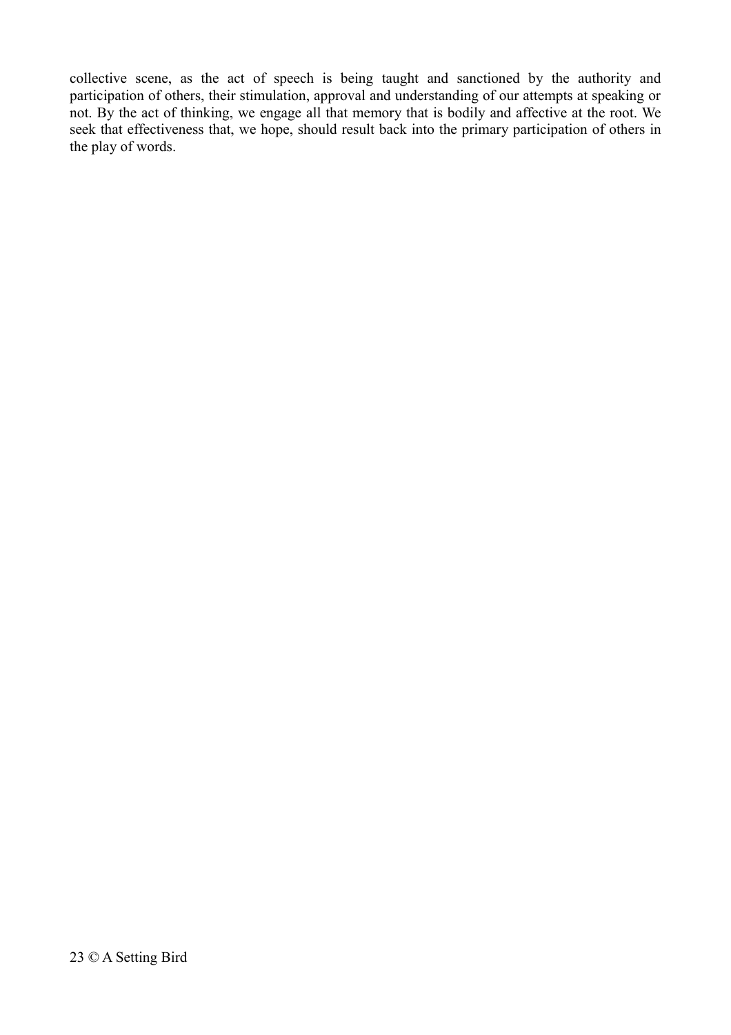collective scene, as the act of speech is being taught and sanctioned by the authority and participation of others, their stimulation, approval and understanding of our attempts at speaking or not. By the act of thinking, we engage all that memory that is bodily and affective at the root. We seek that effectiveness that, we hope, should result back into the primary participation of others in the play of words.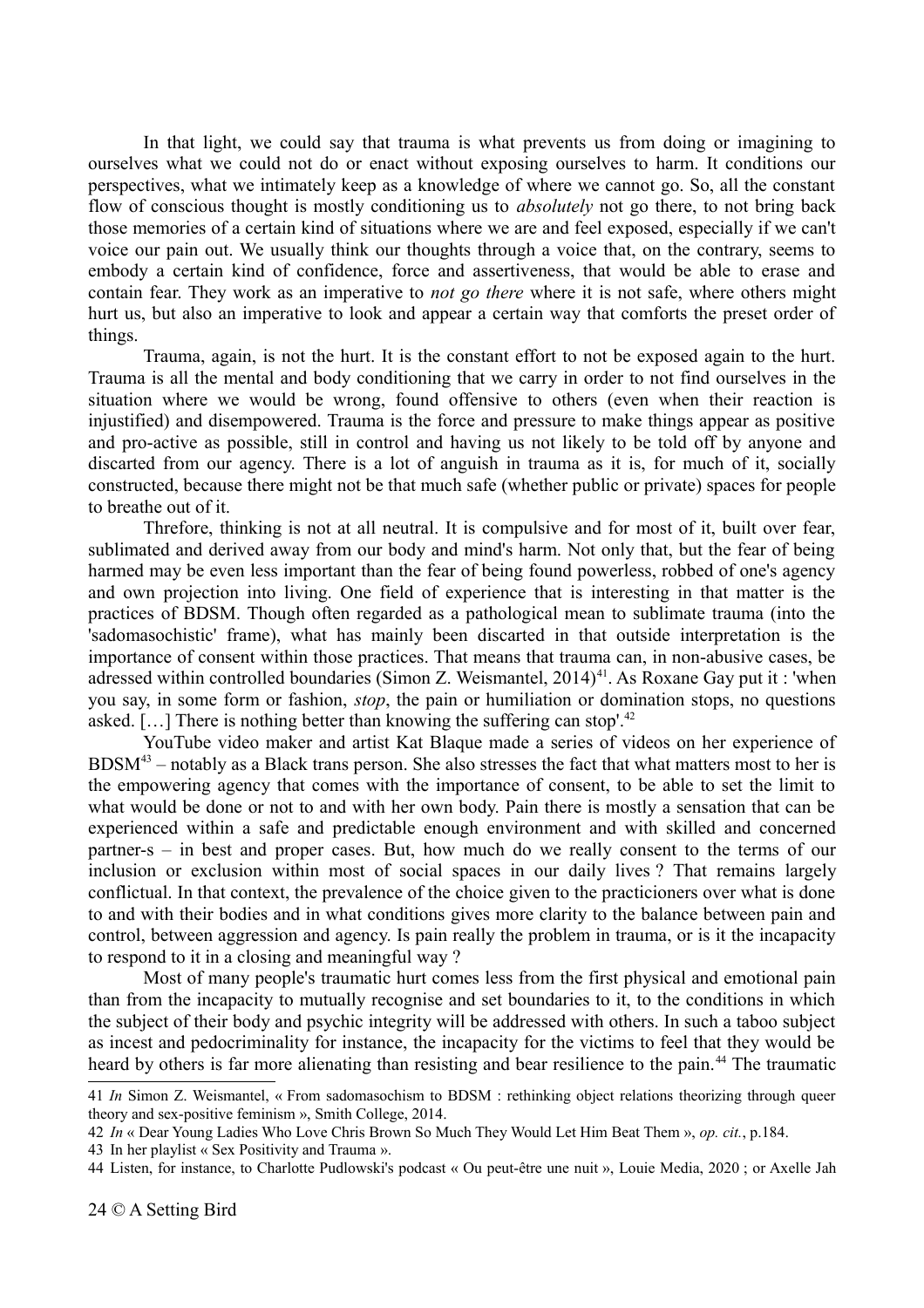In that light, we could say that trauma is what prevents us from doing or imagining to ourselves what we could not do or enact without exposing ourselves to harm. It conditions our perspectives, what we intimately keep as a knowledge of where we cannot go. So, all the constant flow of conscious thought is mostly conditioning us to *absolutely* not go there, to not bring back those memories of a certain kind of situations where we are and feel exposed, especially if we can't voice our pain out. We usually think our thoughts through a voice that, on the contrary, seems to embody a certain kind of confidence, force and assertiveness, that would be able to erase and contain fear. They work as an imperative to *not go there* where it is not safe, where others might hurt us, but also an imperative to look and appear a certain way that comforts the preset order of things.

Trauma, again, is not the hurt. It is the constant effort to not be exposed again to the hurt. Trauma is all the mental and body conditioning that we carry in order to not find ourselves in the situation where we would be wrong, found offensive to others (even when their reaction is injustified) and disempowered. Trauma is the force and pressure to make things appear as positive and pro-active as possible, still in control and having us not likely to be told off by anyone and discarted from our agency. There is a lot of anguish in trauma as it is, for much of it, socially constructed, because there might not be that much safe (whether public or private) spaces for people to breathe out of it.

Threfore, thinking is not at all neutral. It is compulsive and for most of it, built over fear, sublimated and derived away from our body and mind's harm. Not only that, but the fear of being harmed may be even less important than the fear of being found powerless, robbed of one's agency and own projection into living. One field of experience that is interesting in that matter is the practices of BDSM. Though often regarded as a pathological mean to sublimate trauma (into the 'sadomasochistic' frame), what has mainly been discarted in that outside interpretation is the importance of consent within those practices. That means that trauma can, in non-abusive cases, be adressed within controlled boundaries (Simon Z. Weismantel, 2014)[41]. As Roxane Gay put it : 'when you say, in some form or fashion, *stop*, the pain or humiliation or domination stops, no questions asked. […] There is nothing better than knowing the suffering can stop'.[42]

YouTube video maker and artist Kat Blaque made a series of videos on her experience of BDSM[43] – notably as a Black trans person. She also stresses the fact that what matters most to her is the empowering agency that comes with the importance of consent, to be able to set the limit to what would be done or not to and with her own body. Pain there is mostly a sensation that can be experienced within a safe and predictable enough environment and with skilled and concerned partner-s – in best and proper cases. But, how much do we really consent to the terms of our inclusion or exclusion within most of social spaces in our daily lives ? That remains largely conflictual. In that context, the prevalence of the choice given to the practicioners over what is done to and with their bodies and in what conditions gives more clarity to the balance between pain and control, between aggression and agency. Is pain really the problem in trauma, or is it the incapacity to respond to it in a closing and meaningful way ?

Most of many people's traumatic hurt comes less from the first physical and emotional pain than from the incapacity to mutually recognise and set boundaries to it, to the conditions in which the subject of their body and psychic integrity will be addressed with others. In such a taboo subject as incest and pedocriminality for instance, the incapacity for the victims to feel that they would be heard by others is far more alienating than resisting and bear resilience to the pain.[44] The traumatic

---

41 *In* Simon Z. Weismantel, « From sadomasochism to BDSM : rethinking object relations theorizing through queer theory and sex-positive feminism », Smith College, 2014.

42 *In* « Dear Young Ladies Who Love Chris Brown So Much They Would Let Him Beat Them », *op. cit.*, p.184.

43 In her playlist « Sex Positivity and Trauma ».

44 Listen, for instance, to Charlotte Pudlowski's podcast « Ou peut-être une nuit », Louie Media, 2020 ; or Axelle Jah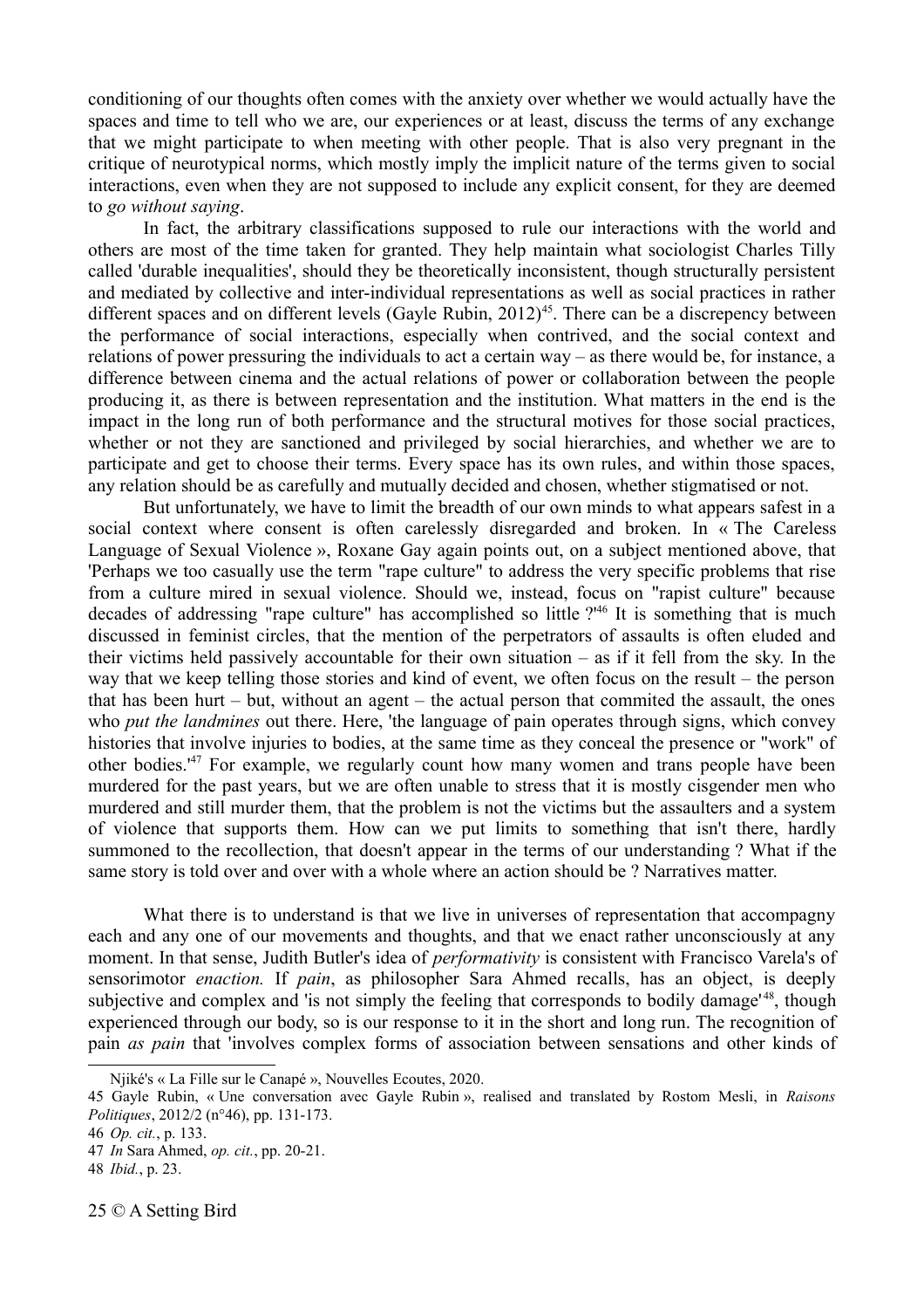conditioning of our thoughts often comes with the anxiety over whether we would actually have the spaces and time to tell who we are, our experiences or at least, discuss the terms of any exchange that we might participate to when meeting with other people. That is also very pregnant in the critique of neurotypical norms, which mostly imply the implicit nature of the terms given to social interactions, even when they are not supposed to include any explicit consent, for they are deemed to *go without saying*.

In fact, the arbitrary classifications supposed to rule our interactions with the world and others are most of the time taken for granted. They help maintain what sociologist Charles Tilly called 'durable inequalities', should they be theoretically inconsistent, though structurally persistent and mediated by collective and inter-individual representations as well as social practices in rather different spaces and on different levels (Gayle Rubin, 2012)[45]. There can be a discrepency between the performance of social interactions, especially when contrived, and the social context and relations of power pressuring the individuals to act a certain way – as there would be, for instance, a difference between cinema and the actual relations of power or collaboration between the people producing it, as there is between representation and the institution. What matters in the end is the impact in the long run of both performance and the structural motives for those social practices, whether or not they are sanctioned and privileged by social hierarchies, and whether we are to participate and get to choose their terms. Every space has its own rules, and within those spaces, any relation should be as carefully and mutually decided and chosen, whether stigmatised or not.

But unfortunately, we have to limit the breadth of our own minds to what appears safest in a social context where consent is often carelessly disregarded and broken. In « The Careless Language of Sexual Violence », Roxane Gay again points out, on a subject mentioned above, that 'Perhaps we too casually use the term "rape culture" to address the very specific problems that rise from a culture mired in sexual violence. Should we, instead, focus on "rapist culture" because decades of addressing "rape culture" has accomplished so little ?'[46] It is something that is much discussed in feminist circles, that the mention of the perpetrators of assaults is often eluded and their victims held passively accountable for their own situation – as if it fell from the sky. In the way that we keep telling those stories and kind of event, we often focus on the result – the person that has been hurt – but, without an agent – the actual person that commited the assault, the ones who *put the landmines* out there. Here, 'the language of pain operates through signs, which convey histories that involve injuries to bodies, at the same time as they conceal the presence or "work" of other bodies.'[47] For example, we regularly count how many women and trans people have been murdered for the past years, but we are often unable to stress that it is mostly cisgender men who murdered and still murder them, that the problem is not the victims but the assaulters and a system of violence that supports them. How can we put limits to something that isn't there, hardly summoned to the recollection, that doesn't appear in the terms of our understanding ? What if the same story is told over and over with a whole where an action should be ? Narratives matter.

What there is to understand is that we live in universes of representation that accompagny each and any one of our movements and thoughts, and that we enact rather unconsciously at any moment. In that sense, Judith Butler's idea of *performativity* is consistent with Francisco Varela's of sensorimotor *enaction.* If *pain*, as philosopher Sara Ahmed recalls, has an object, is deeply subjective and complex and 'is not simply the feeling that corresponds to bodily damage'[48], though experienced through our body, so is our response to it in the short and long run. The recognition of pain *as pain* that 'involves complex forms of association between sensations and other kinds of

---

Njiké's « La Fille sur le Canapé », Nouvelles Ecoutes, 2020.

45 Gayle Rubin, « Une conversation avec Gayle Rubin », realised and translated by Rostom Mesli, in *Raisons Politiques*, 2012/2 (n°46), pp. 131-173.

46 *Op. cit.*, p. 133.

47 *In* Sara Ahmed, *op. cit.*, pp. 20-21.

48 *Ibid.*, p. 23.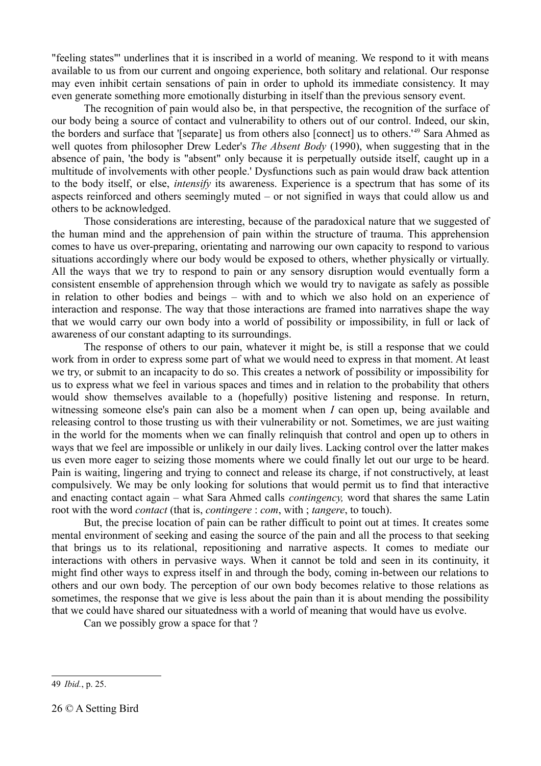"feeling states"' underlines that it is inscribed in a world of meaning. We respond to it with means available to us from our current and ongoing experience, both solitary and relational. Our response may even inhibit certain sensations of pain in order to uphold its immediate consistency. It may even generate something more emotionally disturbing in itself than the previous sensory event.

The recognition of pain would also be, in that perspective, the recognition of the surface of our body being a source of contact and vulnerability to others out of our control. Indeed, our skin, the borders and surface that '[separate] us from others also [connect] us to others.'[49] Sara Ahmed as well quotes from philosopher Drew Leder's *The Absent Body* (1990), when suggesting that in the absence of pain, 'the body is "absent" only because it is perpetually outside itself, caught up in a multitude of involvements with other people.' Dysfunctions such as pain would draw back attention to the body itself, or else, *intensify* its awareness. Experience is a spectrum that has some of its aspects reinforced and others seemingly muted – or not signified in ways that could allow us and others to be acknowledged.

Those considerations are interesting, because of the paradoxical nature that we suggested of the human mind and the apprehension of pain within the structure of trauma. This apprehension comes to have us over-preparing, orientating and narrowing our own capacity to respond to various situations accordingly where our body would be exposed to others, whether physically or virtually. All the ways that we try to respond to pain or any sensory disruption would eventually form a consistent ensemble of apprehension through which we would try to navigate as safely as possible in relation to other bodies and beings – with and to which we also hold on an experience of interaction and response. The way that those interactions are framed into narratives shape the way that we would carry our own body into a world of possibility or impossibility, in full or lack of awareness of our constant adapting to its surroundings.

The response of others to our pain, whatever it might be, is still a response that we could work from in order to express some part of what we would need to express in that moment. At least we try, or submit to an incapacity to do so. This creates a network of possibility or impossibility for us to express what we feel in various spaces and times and in relation to the probability that others would show themselves available to a (hopefully) positive listening and response. In return, witnessing someone else's pain can also be a moment when *I* can open up, being available and releasing control to those trusting us with their vulnerability or not. Sometimes, we are just waiting in the world for the moments when we can finally relinquish that control and open up to others in ways that we feel are impossible or unlikely in our daily lives. Lacking control over the latter makes us even more eager to seizing those moments where we could finally let out our urge to be heard. Pain is waiting, lingering and trying to connect and release its charge, if not constructively, at least compulsively. We may be only looking for solutions that would permit us to find that interactive and enacting contact again – what Sara Ahmed calls *contingency,* word that shares the same Latin root with the word *contact* (that is, *contingere* : *com*, with ; *tangere*, to touch).

But, the precise location of pain can be rather difficult to point out at times. It creates some mental environment of seeking and easing the source of the pain and all the process to that seeking that brings us to its relational, repositioning and narrative aspects. It comes to mediate our interactions with others in pervasive ways. When it cannot be told and seen in its continuity, it might find other ways to express itself in and through the body, coming in-between our relations to others and our own body. The perception of our own body becomes relative to those relations as sometimes, the response that we give is less about the pain than it is about mending the possibility that we could have shared our situatedness with a world of meaning that would have us evolve.

Can we possibly grow a space for that ?

---

49 *Ibid.*, p. 25.

© A Setting Bird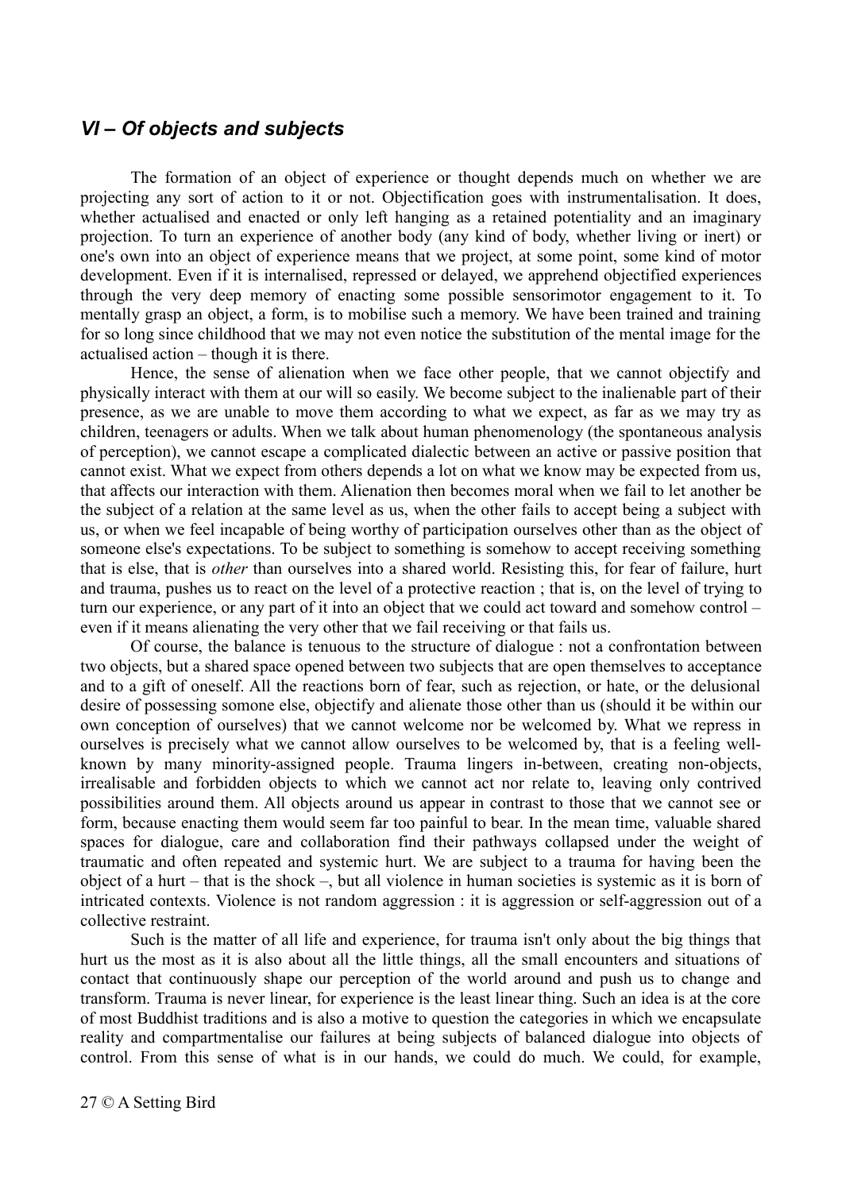## *VI – Of objects and subjects*

The formation of an object of experience or thought depends much on whether we are projecting any sort of action to it or not. Objectification goes with instrumentalisation. It does, whether actualised and enacted or only left hanging as a retained potentiality and an imaginary projection. To turn an experience of another body (any kind of body, whether living or inert) or one's own into an object of experience means that we project, at some point, some kind of motor development. Even if it is internalised, repressed or delayed, we apprehend objectified experiences through the very deep memory of enacting some possible sensorimotor engagement to it. To mentally grasp an object, a form, is to mobilise such a memory. We have been trained and training for so long since childhood that we may not even notice the substitution of the mental image for the actualised action – though it is there.

Hence, the sense of alienation when we face other people, that we cannot objectify and physically interact with them at our will so easily. We become subject to the inalienable part of their presence, as we are unable to move them according to what we expect, as far as we may try as children, teenagers or adults. When we talk about human phenomenology (the spontaneous analysis of perception), we cannot escape a complicated dialectic between an active or passive position that cannot exist. What we expect from others depends a lot on what we know may be expected from us, that affects our interaction with them. Alienation then becomes moral when we fail to let another be the subject of a relation at the same level as us, when the other fails to accept being a subject with us, or when we feel incapable of being worthy of participation ourselves other than as the object of someone else's expectations. To be subject to something is somehow to accept receiving something that is else, that is *other* than ourselves into a shared world. Resisting this, for fear of failure, hurt and trauma, pushes us to react on the level of a protective reaction ; that is, on the level of trying to turn our experience, or any part of it into an object that we could act toward and somehow control – even if it means alienating the very other that we fail receiving or that fails us.

Of course, the balance is tenuous to the structure of dialogue : not a confrontation between two objects, but a shared space opened between two subjects that are open themselves to acceptance and to a gift of oneself. All the reactions born of fear, such as rejection, or hate, or the delusional desire of possessing somone else, objectify and alienate those other than us (should it be within our own conception of ourselves) that we cannot welcome nor be welcomed by. What we repress in ourselves is precisely what we cannot allow ourselves to be welcomed by, that is a feeling well-known by many minority-assigned people. Trauma lingers in-between, creating non-objects, irrealisable and forbidden objects to which we cannot act nor relate to, leaving only contrived possibilities around them. All objects around us appear in contrast to those that we cannot see or form, because enacting them would seem far too painful to bear. In the mean time, valuable shared spaces for dialogue, care and collaboration find their pathways collapsed under the weight of traumatic and often repeated and systemic hurt. We are subject to a trauma for having been the object of a hurt – that is the shock –, but all violence in human societies is systemic as it is born of intricated contexts. Violence is not random aggression : it is aggression or self-aggression out of a collective restraint.

Such is the matter of all life and experience, for trauma isn't only about the big things that hurt us the most as it is also about all the little things, all the small encounters and situations of contact that continuously shape our perception of the world around and push us to change and transform. Trauma is never linear, for experience is the least linear thing. Such an idea is at the core of most Buddhist traditions and is also a motive to question the categories in which we encapsulate reality and compartmentalise our failures at being subjects of balanced dialogue into objects of control. From this sense of what is in our hands, we could do much. We could, for example,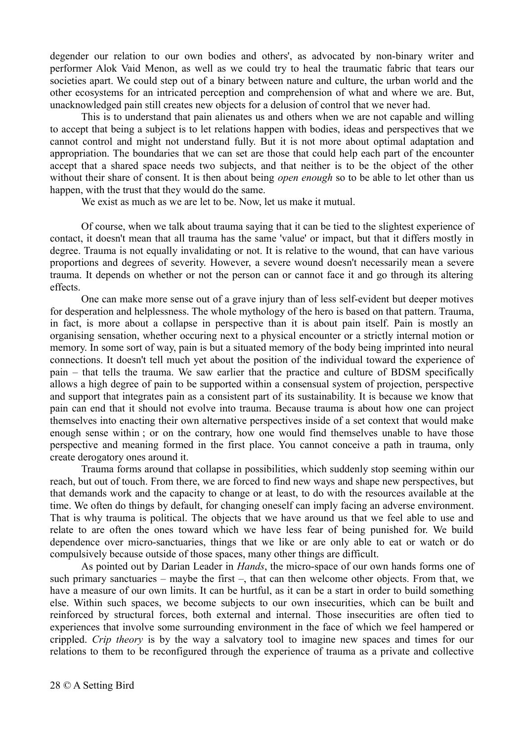degender our relation to our own bodies and others', as advocated by non-binary writer and performer Alok Vaid Menon, as well as we could try to heal the traumatic fabric that tears our societies apart. We could step out of a binary between nature and culture, the urban world and the other ecosystems for an intricated perception and comprehension of what and where we are. But, unacknowledged pain still creates new objects for a delusion of control that we never had.

This is to understand that pain alienates us and others when we are not capable and willing to accept that being a subject is to let relations happen with bodies, ideas and perspectives that we cannot control and might not understand fully. But it is not more about optimal adaptation and appropriation. The boundaries that we can set are those that could help each part of the encounter accept that a shared space needs two subjects, and that neither is to be the object of the other without their share of consent. It is then about being *open enough* so to be able to let other than us happen, with the trust that they would do the same.

We exist as much as we are let to be. Now, let us make it mutual.

Of course, when we talk about trauma saying that it can be tied to the slightest experience of contact, it doesn't mean that all trauma has the same 'value' or impact, but that it differs mostly in degree. Trauma is not equally invalidating or not. It is relative to the wound, that can have various proportions and degrees of severity. However, a severe wound doesn't necessarily mean a severe trauma. It depends on whether or not the person can or cannot face it and go through its altering effects.

One can make more sense out of a grave injury than of less self-evident but deeper motives for desperation and helplessness. The whole mythology of the hero is based on that pattern. Trauma, in fact, is more about a collapse in perspective than it is about pain itself. Pain is mostly an organising sensation, whether occuring next to a physical encounter or a strictly internal motion or memory. In some sort of way, pain is but a situated memory of the body being imprinted into neural connections. It doesn't tell much yet about the position of the individual toward the experience of pain – that tells the trauma. We saw earlier that the practice and culture of BDSM specifically allows a high degree of pain to be supported within a consensual system of projection, perspective and support that integrates pain as a consistent part of its sustainability. It is because we know that pain can end that it should not evolve into trauma. Because trauma is about how one can project themselves into enacting their own alternative perspectives inside of a set context that would make enough sense within ; or on the contrary, how one would find themselves unable to have those perspective and meaning formed in the first place. You cannot conceive a path in trauma, only create derogatory ones around it.

Trauma forms around that collapse in possibilities, which suddenly stop seeming within our reach, but out of touch. From there, we are forced to find new ways and shape new perspectives, but that demands work and the capacity to change or at least, to do with the resources available at the time. We often do things by default, for changing oneself can imply facing an adverse environment. That is why trauma is political. The objects that we have around us that we feel able to use and relate to are often the ones toward which we have less fear of being punished for. We build dependence over micro-sanctuaries, things that we like or are only able to eat or watch or do compulsively because outside of those spaces, many other things are difficult.

As pointed out by Darian Leader in *Hands*, the micro-space of our own hands forms one of such primary sanctuaries – maybe the first –, that can then welcome other objects. From that, we have a measure of our own limits. It can be hurtful, as it can be a start in order to build something else. Within such spaces, we become subjects to our own insecurities, which can be built and reinforced by structural forces, both external and internal. Those insecurities are often tied to experiences that involve some surrounding environment in the face of which we feel hampered or crippled. *Crip theory* is by the way a salvatory tool to imagine new spaces and times for our relations to them to be reconfigured through the experience of trauma as a private and collective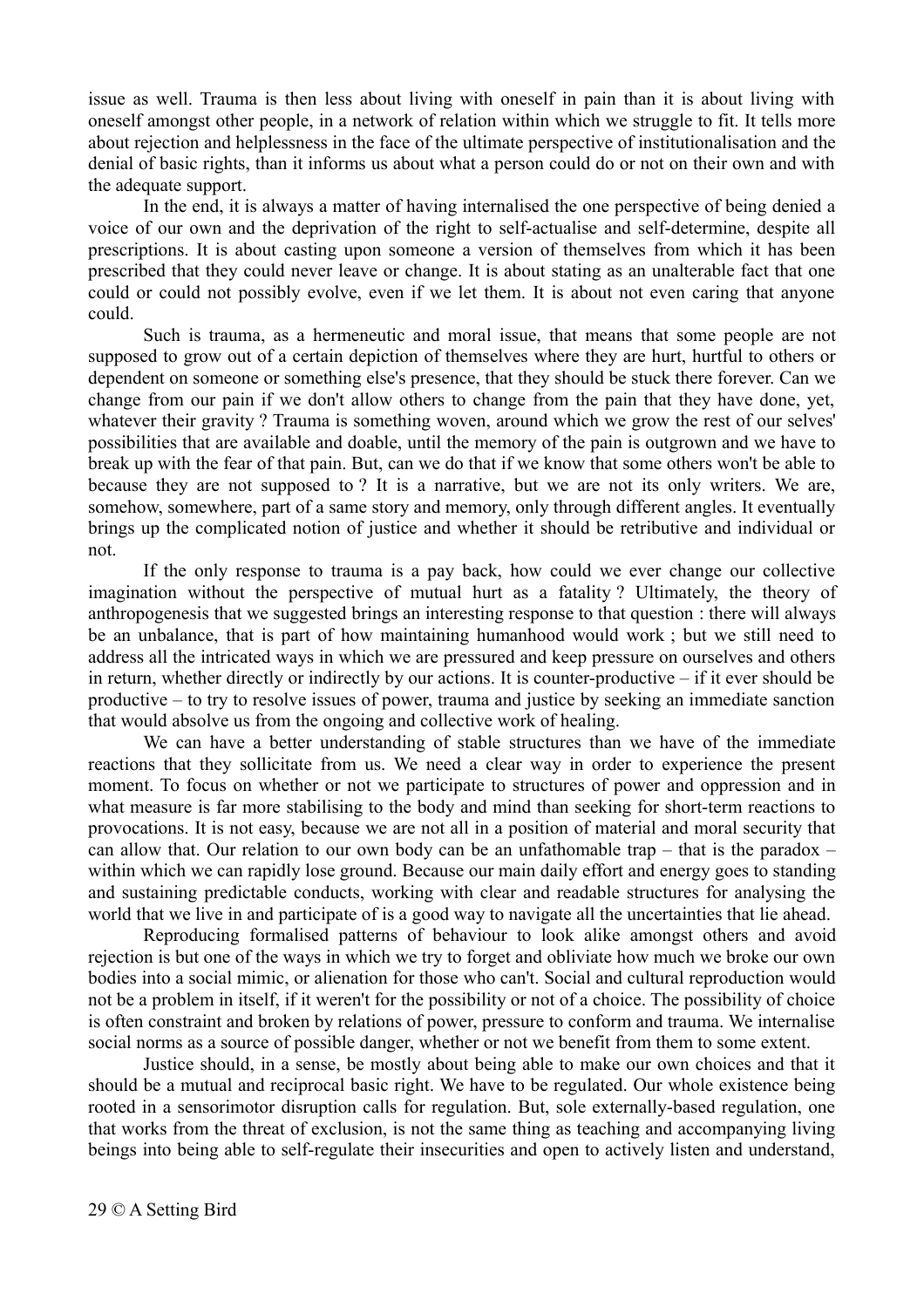issue as well. Trauma is then less about living with oneself in pain than it is about living with oneself amongst other people, in a network of relation within which we struggle to fit. It tells more about rejection and helplessness in the face of the ultimate perspective of institutionalisation and the denial of basic rights, than it informs us about what a person could do or not on their own and with the adequate support.

In the end, it is always a matter of having internalised the one perspective of being denied a voice of our own and the deprivation of the right to self-actualise and self-determine, despite all prescriptions. It is about casting upon someone a version of themselves from which it has been prescribed that they could never leave or change. It is about stating as an unalterable fact that one could or could not possibly evolve, even if we let them. It is about not even caring that anyone could.

Such is trauma, as a hermeneutic and moral issue, that means that some people are not supposed to grow out of a certain depiction of themselves where they are hurt, hurtful to others or dependent on someone or something else's presence, that they should be stuck there forever. Can we change from our pain if we don't allow others to change from the pain that they have done, yet, whatever their gravity ? Trauma is something woven, around which we grow the rest of our selves' possibilities that are available and doable, until the memory of the pain is outgrown and we have to break up with the fear of that pain. But, can we do that if we know that some others won't be able to because they are not supposed to ? It is a narrative, but we are not its only writers. We are, somehow, somewhere, part of a same story and memory, only through different angles. It eventually brings up the complicated notion of justice and whether it should be retributive and individual or not.

If the only response to trauma is a pay back, how could we ever change our collective imagination without the perspective of mutual hurt as a fatality ? Ultimately, the theory of anthropogenesis that we suggested brings an interesting response to that question : there will always be an unbalance, that is part of how maintaining humanhood would work ; but we still need to address all the intricated ways in which we are pressured and keep pressure on ourselves and others in return, whether directly or indirectly by our actions. It is counter-productive – if it ever should be productive – to try to resolve issues of power, trauma and justice by seeking an immediate sanction that would absolve us from the ongoing and collective work of healing.

We can have a better understanding of stable structures than we have of the immediate reactions that they sollicitate from us. We need a clear way in order to experience the present moment. To focus on whether or not we participate to structures of power and oppression and in what measure is far more stabilising to the body and mind than seeking for short-term reactions to provocations. It is not easy, because we are not all in a position of material and moral security that can allow that. Our relation to our own body can be an unfathomable trap – that is the paradox – within which we can rapidly lose ground. Because our main daily effort and energy goes to standing and sustaining predictable conducts, working with clear and readable structures for analysing the world that we live in and participate of is a good way to navigate all the uncertainties that lie ahead.

Reproducing formalised patterns of behaviour to look alike amongst others and avoid rejection is but one of the ways in which we try to forget and obliviate how much we broke our own bodies into a social mimic, or alienation for those who can't. Social and cultural reproduction would not be a problem in itself, if it weren't for the possibility or not of a choice. The possibility of choice is often constraint and broken by relations of power, pressure to conform and trauma. We internalise social norms as a source of possible danger, whether or not we benefit from them to some extent.

Justice should, in a sense, be mostly about being able to make our own choices and that it should be a mutual and reciprocal basic right. We have to be regulated. Our whole existence being rooted in a sensorimotor disruption calls for regulation. But, sole externally-based regulation, one that works from the threat of exclusion, is not the same thing as teaching and accompanying living beings into being able to self-regulate their insecurities and open to actively listen and understand,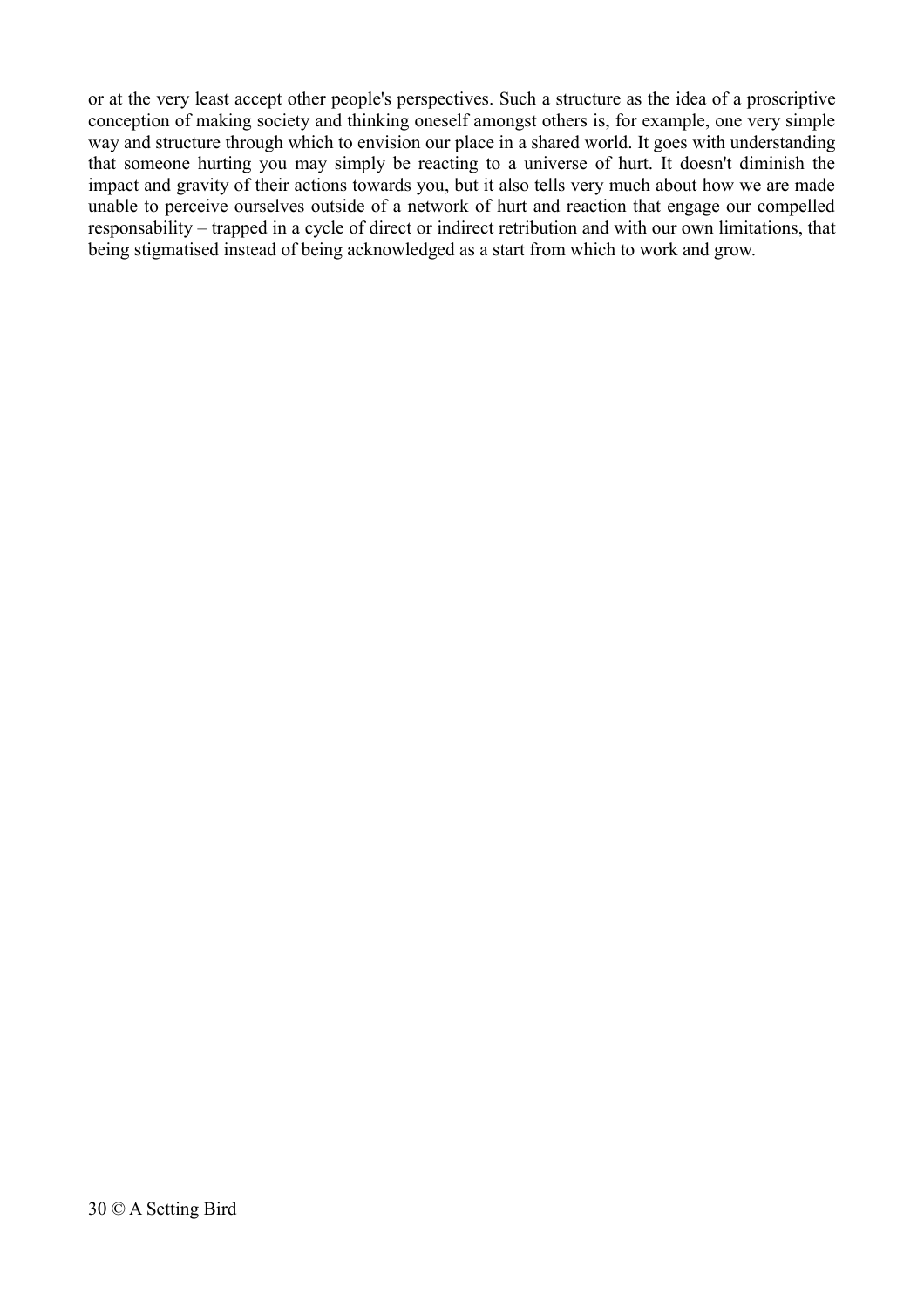or at the very least accept other people's perspectives. Such a structure as the idea of a proscriptive conception of making society and thinking oneself amongst others is, for example, one very simple way and structure through which to envision our place in a shared world. It goes with understanding that someone hurting you may simply be reacting to a universe of hurt. It doesn't diminish the impact and gravity of their actions towards you, but it also tells very much about how we are made unable to perceive ourselves outside of a network of hurt and reaction that engage our compelled responsability – trapped in a cycle of direct or indirect retribution and with our own limitations, that being stigmatised instead of being acknowledged as a start from which to work and grow.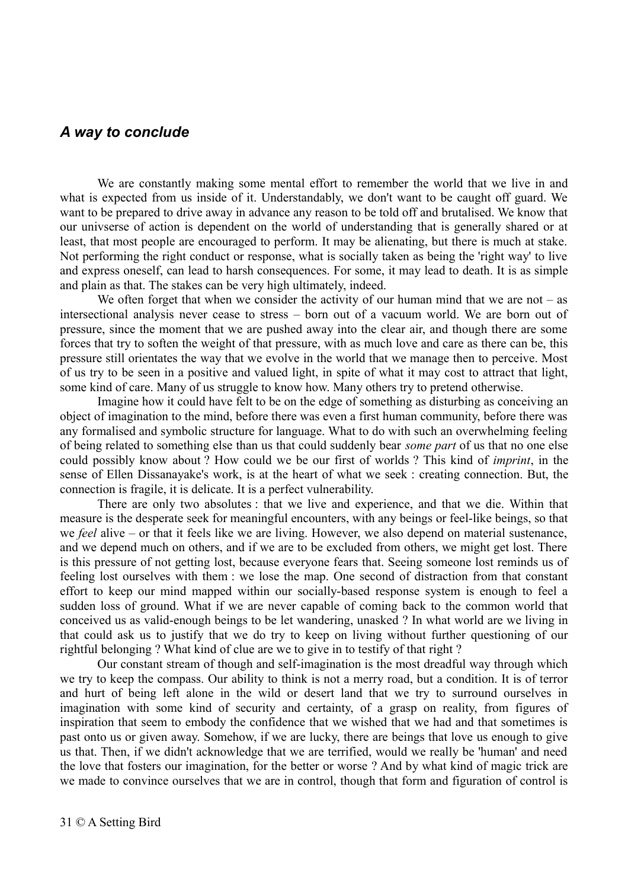## *A way to conclude*

We are constantly making some mental effort to remember the world that we live in and what is expected from us inside of it. Understandably, we don't want to be caught off guard. We want to be prepared to drive away in advance any reason to be told off and brutalised. We know that our univserse of action is dependent on the world of understanding that is generally shared or at least, that most people are encouraged to perform. It may be alienating, but there is much at stake. Not performing the right conduct or response, what is socially taken as being the 'right way' to live and express oneself, can lead to harsh consequences. For some, it may lead to death. It is as simple and plain as that. The stakes can be very high ultimately, indeed.

We often forget that when we consider the activity of our human mind that we are not – as intersectional analysis never cease to stress – born out of a vacuum world. We are born out of pressure, since the moment that we are pushed away into the clear air, and though there are some forces that try to soften the weight of that pressure, with as much love and care as there can be, this pressure still orientates the way that we evolve in the world that we manage then to perceive. Most of us try to be seen in a positive and valued light, in spite of what it may cost to attract that light, some kind of care. Many of us struggle to know how. Many others try to pretend otherwise.

Imagine how it could have felt to be on the edge of something as disturbing as conceiving an object of imagination to the mind, before there was even a first human community, before there was any formalised and symbolic structure for language. What to do with such an overwhelming feeling of being related to something else than us that could suddenly bear *some part* of us that no one else could possibly know about ? How could we be our first of worlds ? This kind of *imprint*, in the sense of Ellen Dissanayake's work, is at the heart of what we seek : creating connection. But, the connection is fragile, it is delicate. It is a perfect vulnerability.

There are only two absolutes : that we live and experience, and that we die. Within that measure is the desperate seek for meaningful encounters, with any beings or feel-like beings, so that we *feel* alive – or that it feels like we are living. However, we also depend on material sustenance, and we depend much on others, and if we are to be excluded from others, we might get lost. There is this pressure of not getting lost, because everyone fears that. Seeing someone lost reminds us of feeling lost ourselves with them : we lose the map. One second of distraction from that constant effort to keep our mind mapped within our socially-based response system is enough to feel a sudden loss of ground. What if we are never capable of coming back to the common world that conceived us as valid-enough beings to be let wandering, unasked ? In what world are we living in that could ask us to justify that we do try to keep on living without further questioning of our rightful belonging ? What kind of clue are we to give in to testify of that right ?

Our constant stream of though and self-imagination is the most dreadful way through which we try to keep the compass. Our ability to think is not a merry road, but a condition. It is of terror and hurt of being left alone in the wild or desert land that we try to surround ourselves in imagination with some kind of security and certainty, of a grasp on reality, from figures of inspiration that seem to embody the confidence that we wished that we had and that sometimes is past onto us or given away. Somehow, if we are lucky, there are beings that love us enough to give us that. Then, if we didn't acknowledge that we are terrified, would we really be 'human' and need the love that fosters our imagination, for the better or worse ? And by what kind of magic trick are we made to convince ourselves that we are in control, though that form and figuration of control is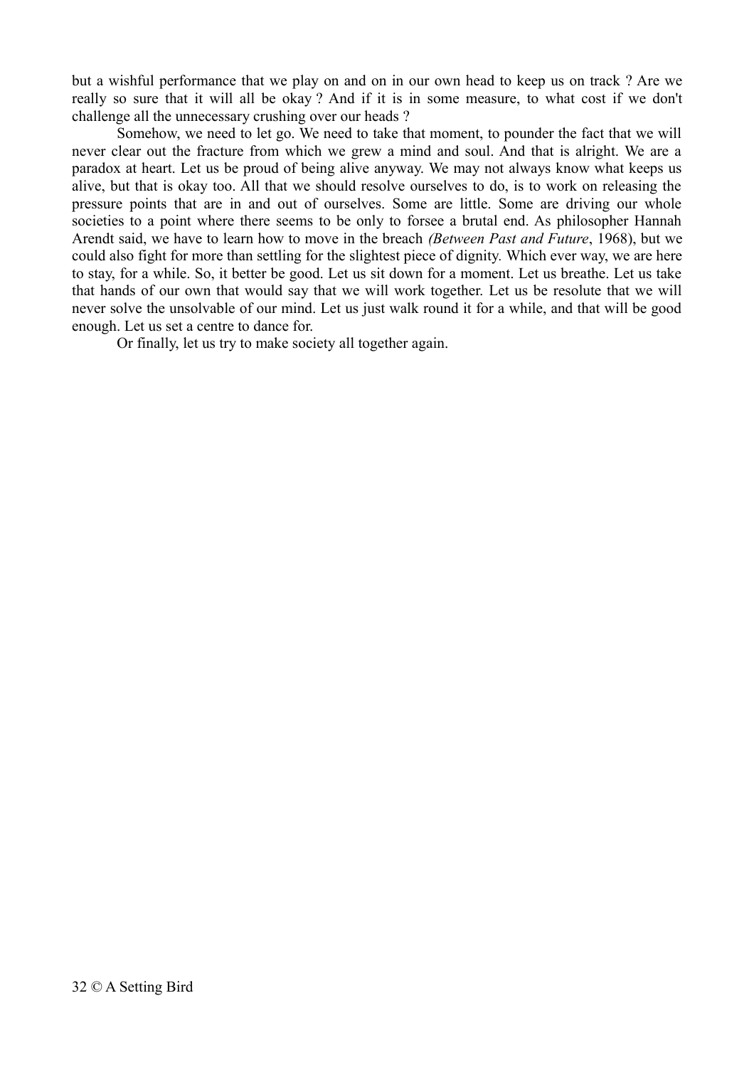but a wishful performance that we play on and on in our own head to keep us on track ? Are we really so sure that it will all be okay ? And if it is in some measure, to what cost if we don't challenge all the unnecessary crushing over our heads ?

Somehow, we need to let go. We need to take that moment, to pounder the fact that we will never clear out the fracture from which we grew a mind and soul. And that is alright. We are a paradox at heart. Let us be proud of being alive anyway. We may not always know what keeps us alive, but that is okay too. All that we should resolve ourselves to do, is to work on releasing the pressure points that are in and out of ourselves. Some are little. Some are driving our whole societies to a point where there seems to be only to forsee a brutal end. As philosopher Hannah Arendt said, we have to learn how to move in the breach *(Between Past and Future*, 1968), but we could also fight for more than settling for the slightest piece of dignity. Which ever way, we are here to stay, for a while. So, it better be good. Let us sit down for a moment. Let us breathe. Let us take that hands of our own that would say that we will work together. Let us be resolute that we will never solve the unsolvable of our mind. Let us just walk round it for a while, and that will be good enough. Let us set a centre to dance for.

Or finally, let us try to make society all together again.

© A Setting Bird